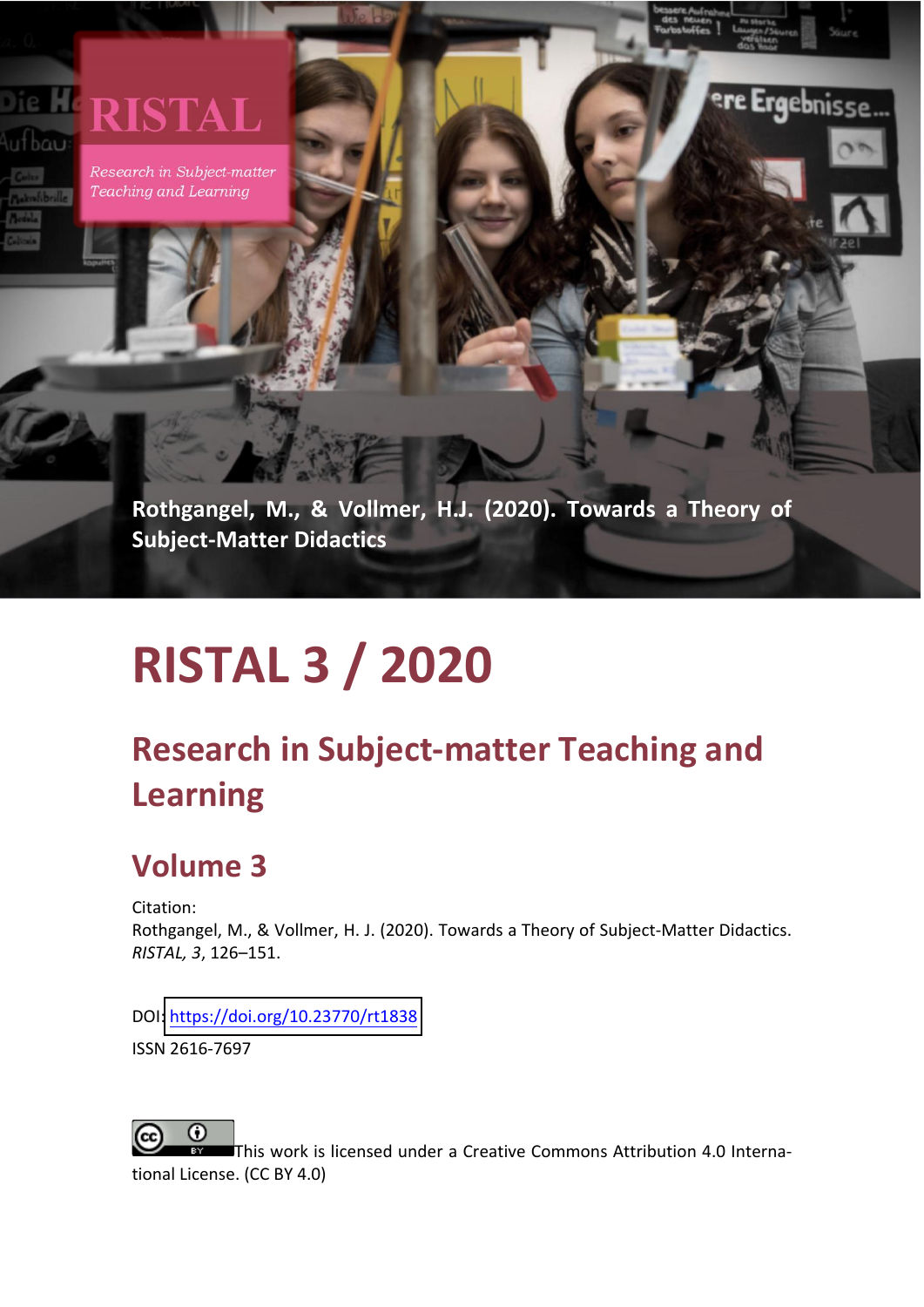RISTAL

*Research in Subject-matter Teaching and Learning*

**Rothgangel, M., & Vollmer, H.J. (2020). Towards a Theory of Subject-Matter Didactics**

# RISTAL 3 / 2020

## Research in Subject-matter Teaching and Learning

## Volume 3

Citation:
Rothgangel, M., & Vollmer, H. J. (2020). Towards a Theory of Subject-Matter Didactics. *RISTAL, 3*, 126–151.

DOI: https://doi.org/10.23770/rt1838

ISSN 2616-7697

This work is licensed under a Creative Commons Attribution 4.0 International License. (CC BY 4.0)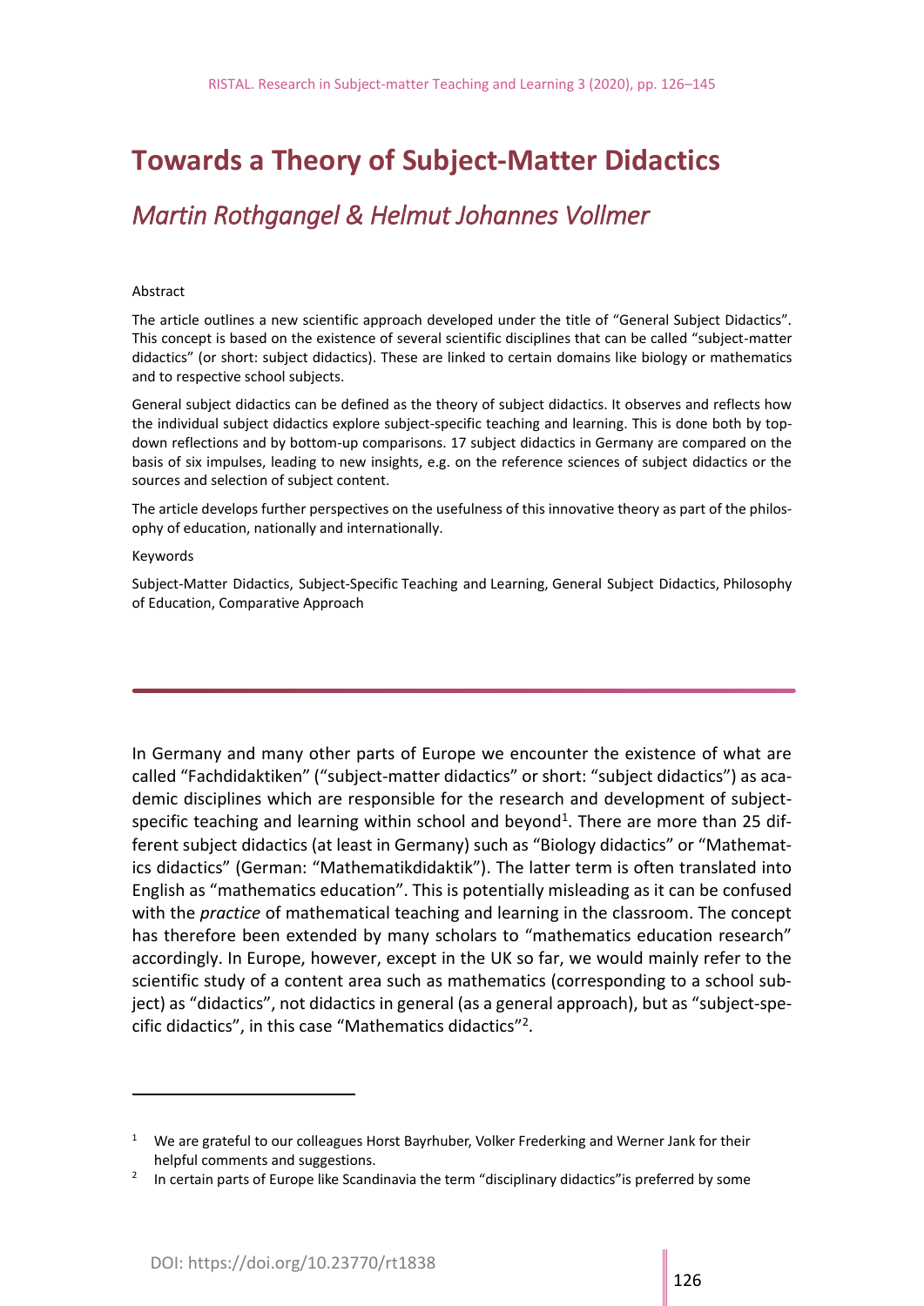# Towards a Theory of Subject-Matter Didactics

## *Martin Rothgangel & Helmut Johannes Vollmer*

Abstract

The article outlines a new scientific approach developed under the title of "General Subject Didactics". This concept is based on the existence of several scientific disciplines that can be called "subject-matter didactics" (or short: subject didactics). These are linked to certain domains like biology or mathematics and to respective school subjects.

General subject didactics can be defined as the theory of subject didactics. It observes and reflects how the individual subject didactics explore subject-specific teaching and learning. This is done both by top-down reflections and by bottom-up comparisons. 17 subject didactics in Germany are compared on the basis of six impulses, leading to new insights, e.g. on the reference sciences of subject didactics or the sources and selection of subject content.

The article develops further perspectives on the usefulness of this innovative theory as part of the philosophy of education, nationally and internationally.

Keywords

Subject-Matter Didactics, Subject-Specific Teaching and Learning, General Subject Didactics, Philosophy of Education, Comparative Approach

---

In Germany and many other parts of Europe we encounter the existence of what are called "Fachdidaktiken" ("subject-matter didactics" or short: "subject didactics") as academic disciplines which are responsible for the research and development of subject-specific teaching and learning within school and beyond[1]. There are more than 25 different subject didactics (at least in Germany) such as "Biology didactics" or "Mathematics didactics" (German: "Mathematikdidaktik"). The latter term is often translated into English as "mathematics education". This is potentially misleading as it can be confused with the *practice* of mathematical teaching and learning in the classroom. The concept has therefore been extended by many scholars to "mathematics education research" accordingly. In Europe, however, except in the UK so far, we would mainly refer to the scientific study of a content area such as mathematics (corresponding to a school subject) as "didactics", not didactics in general (as a general approach), but as "subject-specific didactics", in this case "Mathematics didactics"[2].

[1] We are grateful to our colleagues Horst Bayrhuber, Volker Frederking and Werner Jank for their helpful comments and suggestions.

[2] In certain parts of Europe like Scandinavia the term "disciplinary didactics"is preferred by some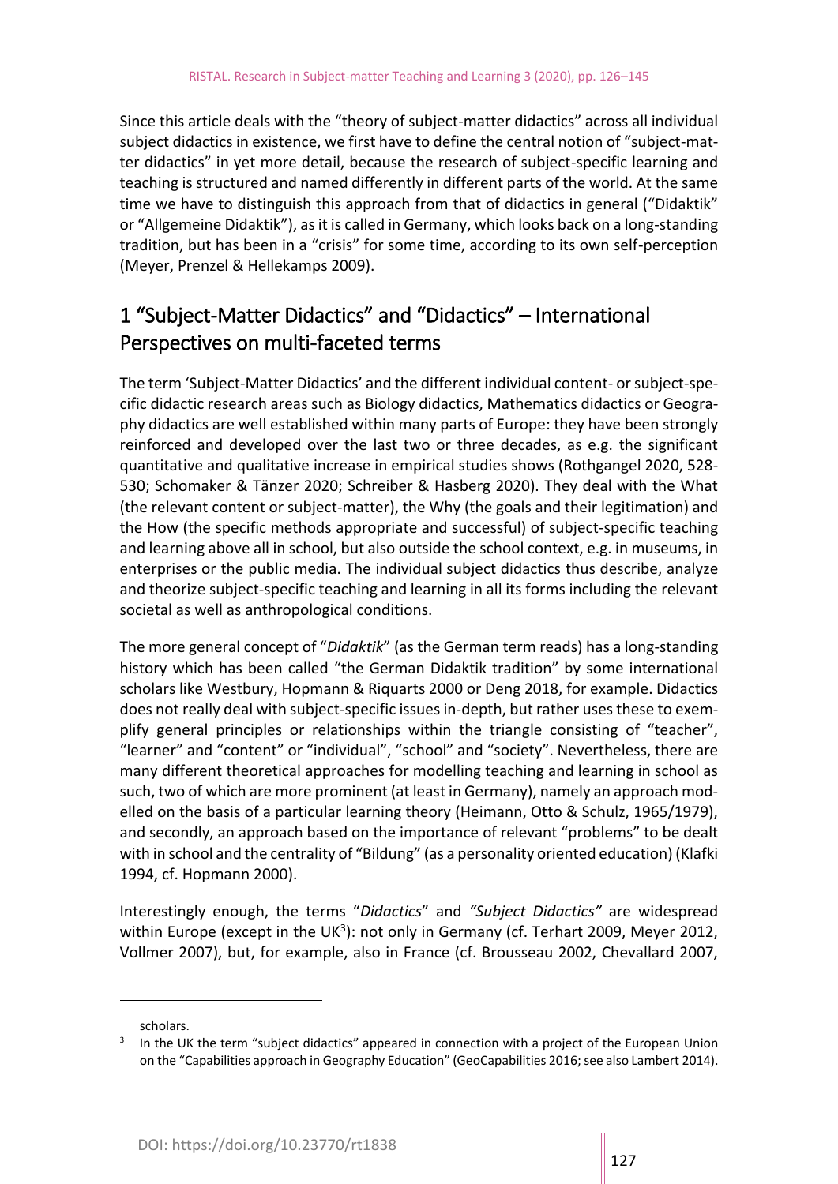Since this article deals with the "theory of subject-matter didactics" across all individual subject didactics in existence, we first have to define the central notion of "subject-matter didactics" in yet more detail, because the research of subject-specific learning and teaching is structured and named differently in different parts of the world. At the same time we have to distinguish this approach from that of didactics in general ("Didaktik" or "Allgemeine Didaktik"), as it is called in Germany, which looks back on a long-standing tradition, but has been in a "crisis" for some time, according to its own self-perception (Meyer, Prenzel & Hellekamps 2009).

## 1 "Subject-Matter Didactics" and "Didactics" – International Perspectives on multi-faceted terms

The term 'Subject-Matter Didactics' and the different individual content- or subject-specific didactic research areas such as Biology didactics, Mathematics didactics or Geography didactics are well established within many parts of Europe: they have been strongly reinforced and developed over the last two or three decades, as e.g. the significant quantitative and qualitative increase in empirical studies shows (Rothgangel 2020, 528-530; Schomaker & Tänzer 2020; Schreiber & Hasberg 2020). They deal with the What (the relevant content or subject-matter), the Why (the goals and their legitimation) and the How (the specific methods appropriate and successful) of subject-specific teaching and learning above all in school, but also outside the school context, e.g. in museums, in enterprises or the public media. The individual subject didactics thus describe, analyze and theorize subject-specific teaching and learning in all its forms including the relevant societal as well as anthropological conditions.

The more general concept of "*Didaktik*" (as the German term reads) has a long-standing history which has been called "the German Didaktik tradition" by some international scholars like Westbury, Hopmann & Riquarts 2000 or Deng 2018, for example. Didactics does not really deal with subject-specific issues in-depth, but rather uses these to exemplify general principles or relationships within the triangle consisting of "teacher", "learner" and "content" or "individual", "school" and "society". Nevertheless, there are many different theoretical approaches for modelling teaching and learning in school as such, two of which are more prominent (at least in Germany), namely an approach modelled on the basis of a particular learning theory (Heimann, Otto & Schulz, 1965/1979), and secondly, an approach based on the importance of relevant "problems" to be dealt with in school and the centrality of "Bildung" (as a personality oriented education) (Klafki 1994, cf. Hopmann 2000).

Interestingly enough, the terms "*Didactics*" and *"Subject Didactics"* are widespread within Europe (except in the UK[3]): not only in Germany (cf. Terhart 2009, Meyer 2012, Vollmer 2007), but, for example, also in France (cf. Brousseau 2002, Chevallard 2007,

---

scholars.

[3] In the UK the term "subject didactics" appeared in connection with a project of the European Union on the "Capabilities approach in Geography Education" (GeoCapabilities 2016; see also Lambert 2014).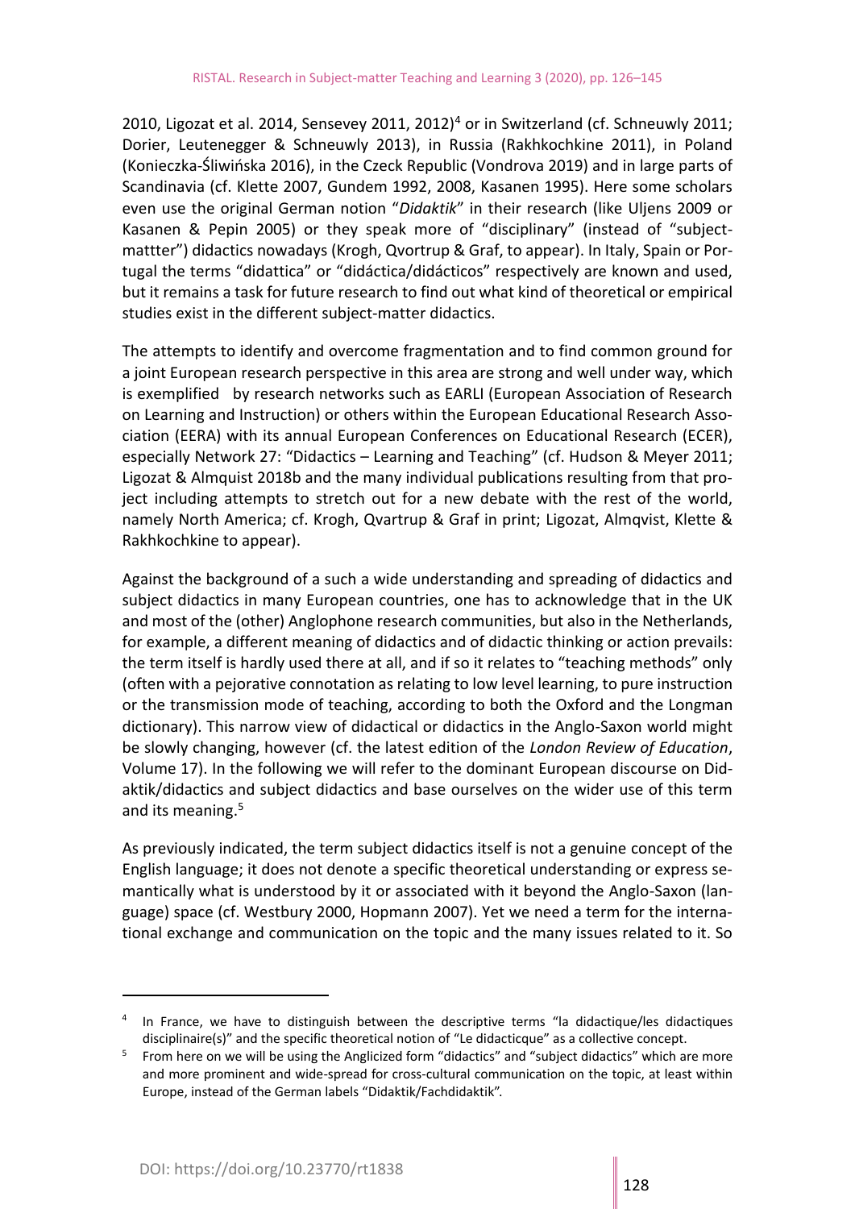2010, Ligozat et al. 2014, Sensevey 2011, 2012)[4] or in Switzerland (cf. Schneuwly 2011; Dorier, Leutenegger & Schneuwly 2013), in Russia (Rakhkochkine 2011), in Poland (Konieczka-Śliwińska 2016), in the Czeck Republic (Vondrova 2019) and in large parts of Scandinavia (cf. Klette 2007, Gundem 1992, 2008, Kasanen 1995). Here some scholars even use the original German notion "*Didaktik*" in their research (like Uljens 2009 or Kasanen & Pepin 2005) or they speak more of "disciplinary" (instead of "subject-mattter") didactics nowadays (Krogh, Qvortrup & Graf, to appear). In Italy, Spain or Portugal the terms "didattica" or "didáctica/didácticos" respectively are known and used, but it remains a task for future research to find out what kind of theoretical or empirical studies exist in the different subject-matter didactics.

The attempts to identify and overcome fragmentation and to find common ground for a joint European research perspective in this area are strong and well under way, which is exemplified by research networks such as EARLI (European Association of Research on Learning and Instruction) or others within the European Educational Research Association (EERA) with its annual European Conferences on Educational Research (ECER), especially Network 27: "Didactics – Learning and Teaching" (cf. Hudson & Meyer 2011; Ligozat & Almquist 2018b and the many individual publications resulting from that project including attempts to stretch out for a new debate with the rest of the world, namely North America; cf. Krogh, Qvartrup & Graf in print; Ligozat, Almqvist, Klette & Rakhkochkine to appear).

Against the background of a such a wide understanding and spreading of didactics and subject didactics in many European countries, one has to acknowledge that in the UK and most of the (other) Anglophone research communities, but also in the Netherlands, for example, a different meaning of didactics and of didactic thinking or action prevails: the term itself is hardly used there at all, and if so it relates to "teaching methods" only (often with a pejorative connotation as relating to low level learning, to pure instruction or the transmission mode of teaching, according to both the Oxford and the Longman dictionary). This narrow view of didactical or didactics in the Anglo-Saxon world might be slowly changing, however (cf. the latest edition of the *London Review of Education*, Volume 17). In the following we will refer to the dominant European discourse on Didaktik/didactics and subject didactics and base ourselves on the wider use of this term and its meaning.[5]

As previously indicated, the term subject didactics itself is not a genuine concept of the English language; it does not denote a specific theoretical understanding or express semantically what is understood by it or associated with it beyond the Anglo-Saxon (language) space (cf. Westbury 2000, Hopmann 2007). Yet we need a term for the international exchange and communication on the topic and the many issues related to it. So

---

[4] In France, we have to distinguish between the descriptive terms "la didactique/les didactiques disciplinaire(s)" and the specific theoretical notion of "Le didacticque" as a collective concept.

[5] From here on we will be using the Anglicized form "didactics" and "subject didactics" which are more and more prominent and wide-spread for cross-cultural communication on the topic, at least within Europe, instead of the German labels "Didaktik/Fachdidaktik".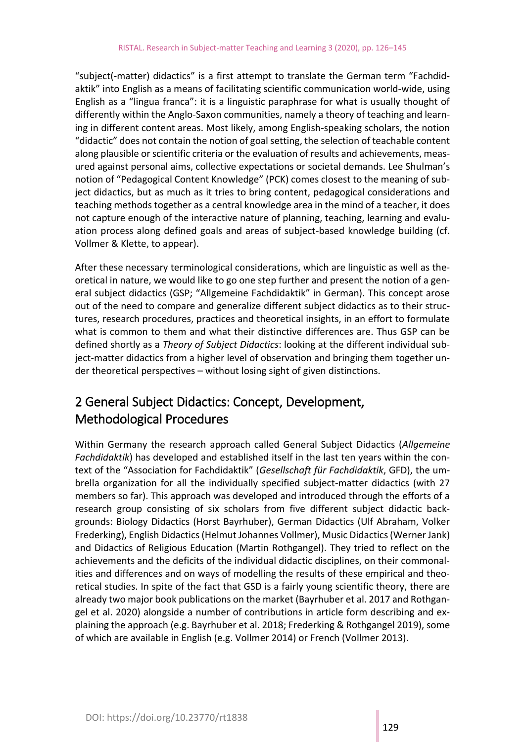"subject(-matter) didactics" is a first attempt to translate the German term "Fachdidaktik" into English as a means of facilitating scientific communication world-wide, using English as a "lingua franca": it is a linguistic paraphrase for what is usually thought of differently within the Anglo-Saxon communities, namely a theory of teaching and learning in different content areas. Most likely, among English-speaking scholars, the notion "didactic" does not contain the notion of goal setting, the selection of teachable content along plausible or scientific criteria or the evaluation of results and achievements, measured against personal aims, collective expectations or societal demands. Lee Shulman's notion of "Pedagogical Content Knowledge" (PCK) comes closest to the meaning of subject didactics, but as much as it tries to bring content, pedagogical considerations and teaching methods together as a central knowledge area in the mind of a teacher, it does not capture enough of the interactive nature of planning, teaching, learning and evaluation process along defined goals and areas of subject-based knowledge building (cf. Vollmer & Klette, to appear).

After these necessary terminological considerations, which are linguistic as well as theoretical in nature, we would like to go one step further and present the notion of a general subject didactics (GSP; "Allgemeine Fachdidaktik" in German). This concept arose out of the need to compare and generalize different subject didactics as to their structures, research procedures, practices and theoretical insights, in an effort to formulate what is common to them and what their distinctive differences are. Thus GSP can be defined shortly as a *Theory of Subject Didactics*: looking at the different individual subject-matter didactics from a higher level of observation and bringing them together under theoretical perspectives – without losing sight of given distinctions.

## 2 General Subject Didactics: Concept, Development, Methodological Procedures

Within Germany the research approach called General Subject Didactics (*Allgemeine Fachdidaktik*) has developed and established itself in the last ten years within the context of the "Association for Fachdidaktik" (*Gesellschaft für Fachdidaktik*, GFD), the umbrella organization for all the individually specified subject-matter didactics (with 27 members so far). This approach was developed and introduced through the efforts of a research group consisting of six scholars from five different subject didactic backgrounds: Biology Didactics (Horst Bayrhuber), German Didactics (Ulf Abraham, Volker Frederking), English Didactics (Helmut Johannes Vollmer), Music Didactics (Werner Jank) and Didactics of Religious Education (Martin Rothgangel). They tried to reflect on the achievements and the deficits of the individual didactic disciplines, on their commonalities and differences and on ways of modelling the results of these empirical and theoretical studies. In spite of the fact that GSD is a fairly young scientific theory, there are already two major book publications on the market (Bayrhuber et al. 2017 and Rothgangel et al. 2020) alongside a number of contributions in article form describing and explaining the approach (e.g. Bayrhuber et al. 2018; Frederking & Rothgangel 2019), some of which are available in English (e.g. Vollmer 2014) or French (Vollmer 2013).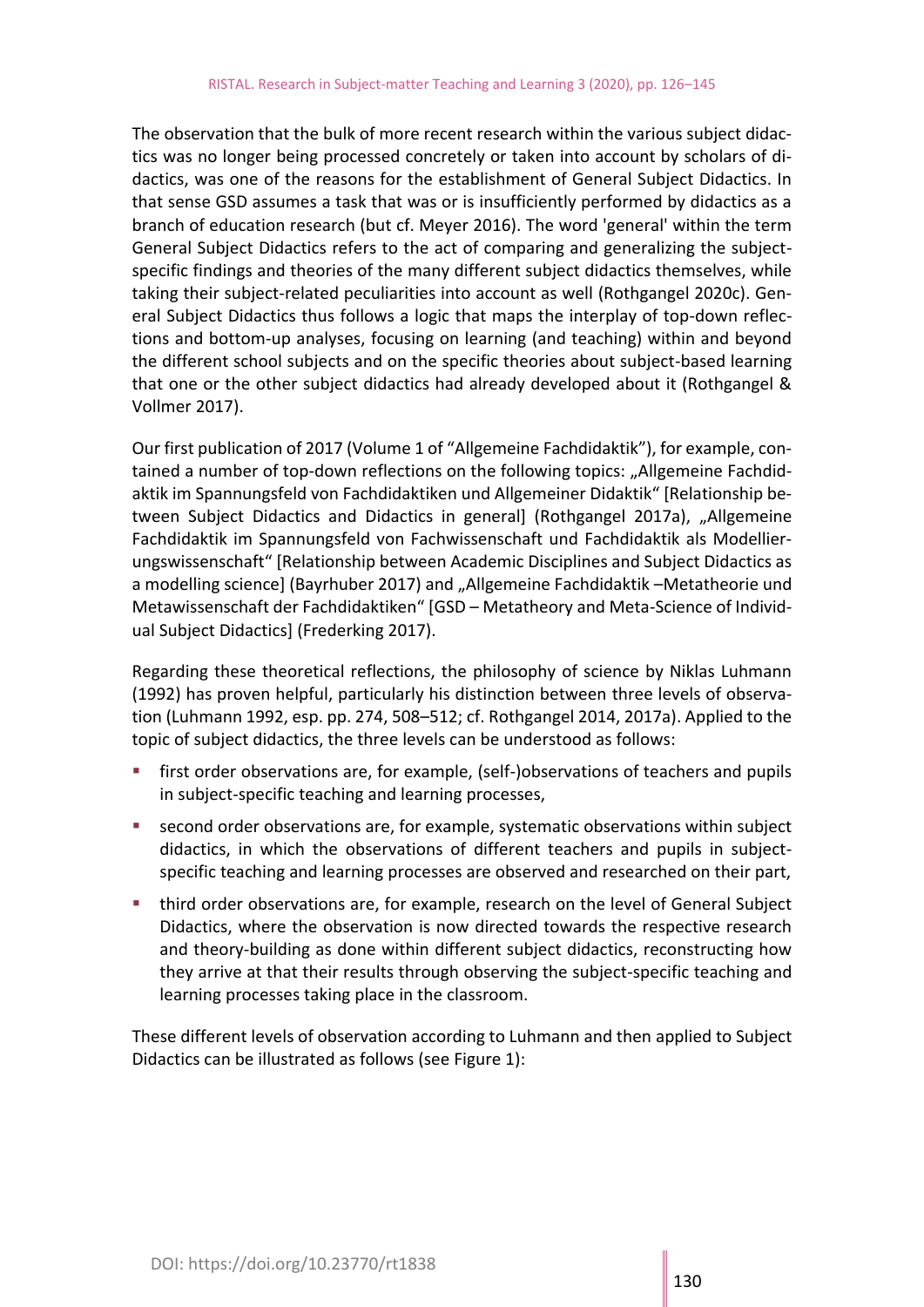The observation that the bulk of more recent research within the various subject didactics was no longer being processed concretely or taken into account by scholars of didactics, was one of the reasons for the establishment of General Subject Didactics. In that sense GSD assumes a task that was or is insufficiently performed by didactics as a branch of education research (but cf. Meyer 2016). The word 'general' within the term General Subject Didactics refers to the act of comparing and generalizing the subject-specific findings and theories of the many different subject didactics themselves, while taking their subject-related peculiarities into account as well (Rothgangel 2020c). General Subject Didactics thus follows a logic that maps the interplay of top-down reflections and bottom-up analyses, focusing on learning (and teaching) within and beyond the different school subjects and on the specific theories about subject-based learning that one or the other subject didactics had already developed about it (Rothgangel & Vollmer 2017).

Our first publication of 2017 (Volume 1 of "Allgemeine Fachdidaktik"), for example, contained a number of top-down reflections on the following topics: „Allgemeine Fachdidaktik im Spannungsfeld von Fachdidaktiken und Allgemeiner Didaktik" [Relationship between Subject Didactics and Didactics in general] (Rothgangel 2017a), „Allgemeine Fachdidaktik im Spannungsfeld von Fachwissenschaft und Fachdidaktik als Modellierungswissenschaft" [Relationship between Academic Disciplines and Subject Didactics as a modelling science] (Bayrhuber 2017) and „Allgemeine Fachdidaktik –Metatheorie und Metawissenschaft der Fachdidaktiken" [GSD – Metatheory and Meta-Science of Individual Subject Didactics] (Frederking 2017).

Regarding these theoretical reflections, the philosophy of science by Niklas Luhmann (1992) has proven helpful, particularly his distinction between three levels of observation (Luhmann 1992, esp. pp. 274, 508–512; cf. Rothgangel 2014, 2017a). Applied to the topic of subject didactics, the three levels can be understood as follows:

- first order observations are, for example, (self-)observations of teachers and pupils in subject-specific teaching and learning processes,
- second order observations are, for example, systematic observations within subject didactics, in which the observations of different teachers and pupils in subject-specific teaching and learning processes are observed and researched on their part,
- third order observations are, for example, research on the level of General Subject Didactics, where the observation is now directed towards the respective research and theory-building as done within different subject didactics, reconstructing how they arrive at that their results through observing the subject-specific teaching and learning processes taking place in the classroom.

These different levels of observation according to Luhmann and then applied to Subject Didactics can be illustrated as follows (see Figure 1):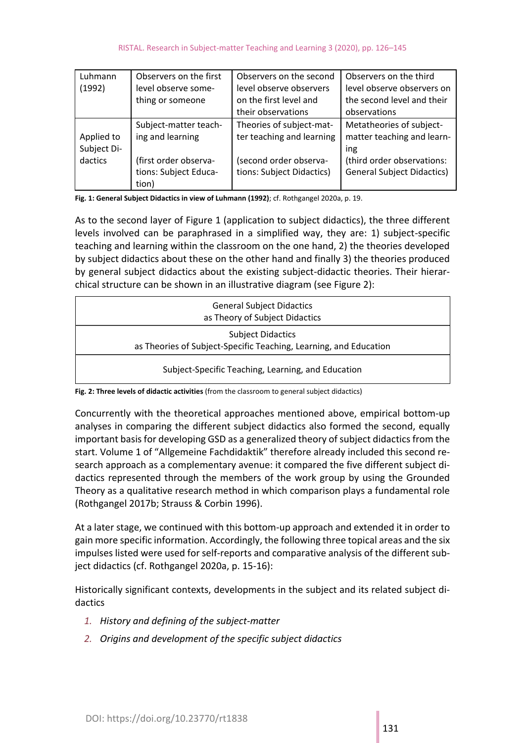| Luhmann (1992) | Observers on the first level observe something or someone | Observers on the second level observe observers on the first level and their observations | Observers on the third level observe observers on the second level and their observations |
|---|---|---|---|
| Applied to Subject Didactics | Subject-matter teaching and learning<br><br>(first order observations: Subject Education) | Theories of subject-matter teaching and learning<br><br>(second order observations: Subject Didactics) | Metatheories of subject-matter teaching and learning<br>(third order observations: General Subject Didactics) |

**Fig. 1: General Subject Didactics in view of Luhmann (1992)**; cf. Rothgangel 2020a, p. 19.

As to the second layer of Figure 1 (application to subject didactics), the three different levels involved can be paraphrased in a simplified way, they are: 1) subject-specific teaching and learning within the classroom on the one hand, 2) the theories developed by subject didactics about these on the other hand and finally 3) the theories produced by general subject didactics about the existing subject-didactic theories. Their hierarchical structure can be shown in an illustrative diagram (see Figure 2):

| General Subject Didactics<br>as Theory of Subject Didactics |
|---|
| Subject Didactics<br>as Theories of Subject-Specific Teaching, Learning, and Education |
| Subject-Specific Teaching, Learning, and Education |

**Fig. 2: Three levels of didactic activities** (from the classroom to general subject didactics)

Concurrently with the theoretical approaches mentioned above, empirical bottom-up analyses in comparing the different subject didactics also formed the second, equally important basis for developing GSD as a generalized theory of subject didactics from the start. Volume 1 of "Allgemeine Fachdidaktik" therefore already included this second research approach as a complementary avenue: it compared the five different subject didactics represented through the members of the work group by using the Grounded Theory as a qualitative research method in which comparison plays a fundamental role (Rothgangel 2017b; Strauss & Corbin 1996).

At a later stage, we continued with this bottom-up approach and extended it in order to gain more specific information. Accordingly, the following three topical areas and the six impulses listed were used for self-reports and comparative analysis of the different subject didactics (cf. Rothgangel 2020a, p. 15-16):

Historically significant contexts, developments in the subject and its related subject didactics

1. *History and defining of the subject-matter*
2. *Origins and development of the specific subject didactics*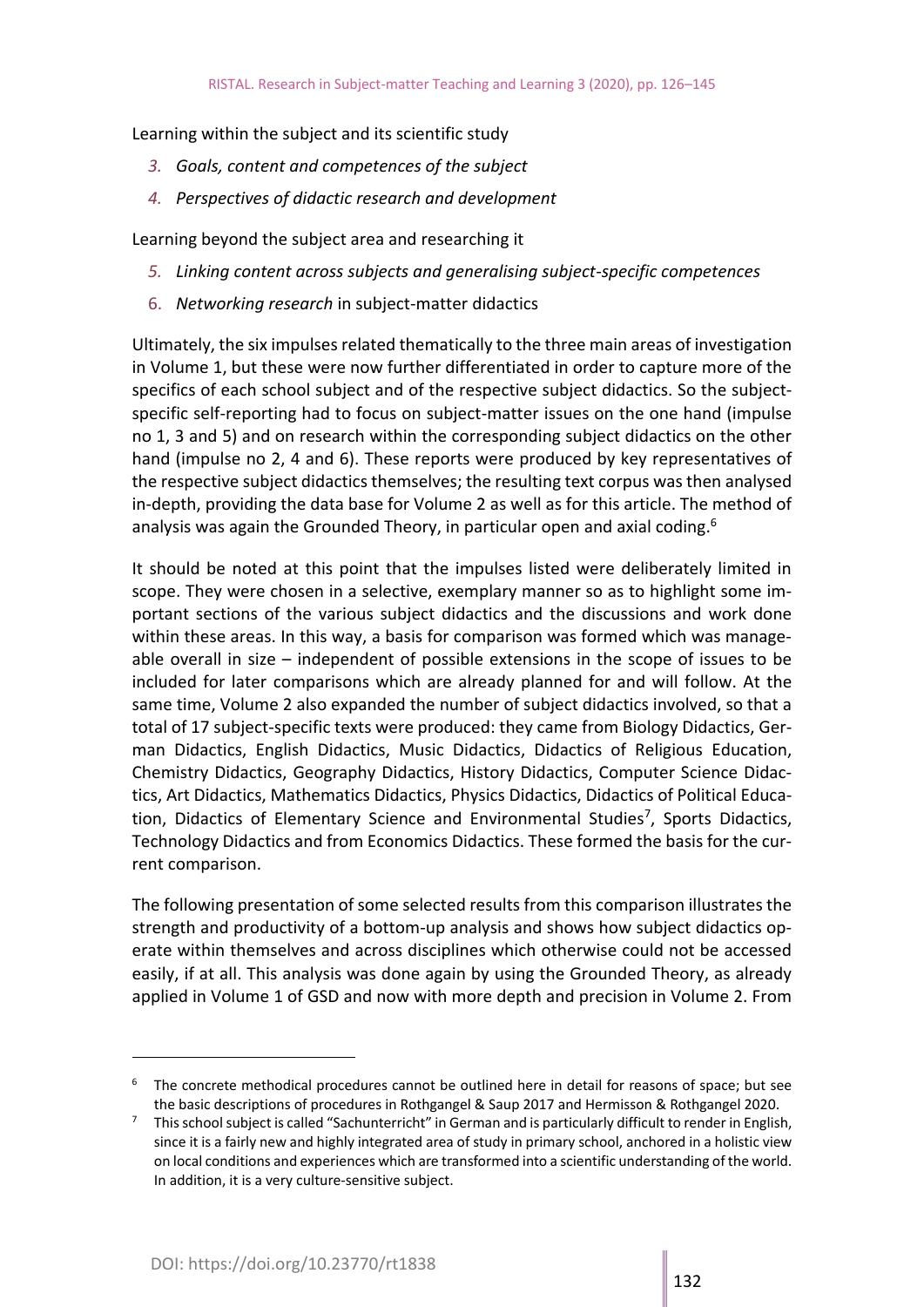Learning within the subject and its scientific study

3. *Goals, content and competences of the subject*
4. *Perspectives of didactic research and development*

Learning beyond the subject area and researching it

5. *Linking content across subjects and generalising subject-specific competences*
6. *Networking research* in subject-matter didactics

Ultimately, the six impulses related thematically to the three main areas of investigation in Volume 1, but these were now further differentiated in order to capture more of the specifics of each school subject and of the respective subject didactics. So the subject-specific self-reporting had to focus on subject-matter issues on the one hand (impulse no 1, 3 and 5) and on research within the corresponding subject didactics on the other hand (impulse no 2, 4 and 6). These reports were produced by key representatives of the respective subject didactics themselves; the resulting text corpus was then analysed in-depth, providing the data base for Volume 2 as well as for this article. The method of analysis was again the Grounded Theory, in particular open and axial coding.[6]

It should be noted at this point that the impulses listed were deliberately limited in scope. They were chosen in a selective, exemplary manner so as to highlight some important sections of the various subject didactics and the discussions and work done within these areas. In this way, a basis for comparison was formed which was manageable overall in size – independent of possible extensions in the scope of issues to be included for later comparisons which are already planned for and will follow. At the same time, Volume 2 also expanded the number of subject didactics involved, so that a total of 17 subject-specific texts were produced: they came from Biology Didactics, German Didactics, English Didactics, Music Didactics, Didactics of Religious Education, Chemistry Didactics, Geography Didactics, History Didactics, Computer Science Didactics, Art Didactics, Mathematics Didactics, Physics Didactics, Didactics of Political Education, Didactics of Elementary Science and Environmental Studies[7], Sports Didactics, Technology Didactics and from Economics Didactics. These formed the basis for the current comparison.

The following presentation of some selected results from this comparison illustrates the strength and productivity of a bottom-up analysis and shows how subject didactics operate within themselves and across disciplines which otherwise could not be accessed easily, if at all. This analysis was done again by using the Grounded Theory, as already applied in Volume 1 of GSD and now with more depth and precision in Volume 2. From

---

[6] The concrete methodical procedures cannot be outlined here in detail for reasons of space; but see the basic descriptions of procedures in Rothgangel & Saup 2017 and Hermisson & Rothgangel 2020.

[7] This school subject is called "Sachunterricht" in German and is particularly difficult to render in English, since it is a fairly new and highly integrated area of study in primary school, anchored in a holistic view on local conditions and experiences which are transformed into a scientific understanding of the world. In addition, it is a very culture-sensitive subject.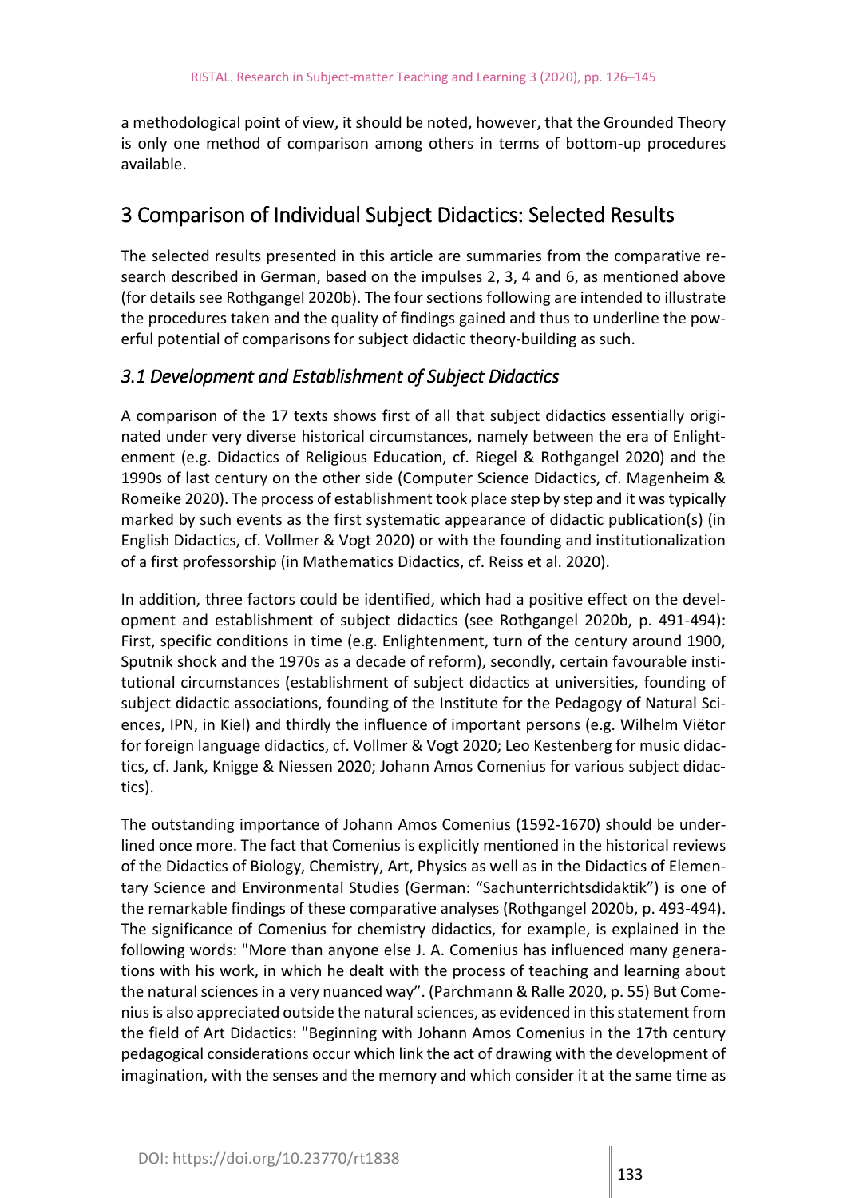a methodological point of view, it should be noted, however, that the Grounded Theory is only one method of comparison among others in terms of bottom-up procedures available.

## 3 Comparison of Individual Subject Didactics: Selected Results

The selected results presented in this article are summaries from the comparative research described in German, based on the impulses 2, 3, 4 and 6, as mentioned above (for details see Rothgangel 2020b). The four sections following are intended to illustrate the procedures taken and the quality of findings gained and thus to underline the powerful potential of comparisons for subject didactic theory-building as such.

### *3.1 Development and Establishment of Subject Didactics*

A comparison of the 17 texts shows first of all that subject didactics essentially originated under very diverse historical circumstances, namely between the era of Enlightenment (e.g. Didactics of Religious Education, cf. Riegel & Rothgangel 2020) and the 1990s of last century on the other side (Computer Science Didactics, cf. Magenheim & Romeike 2020). The process of establishment took place step by step and it was typically marked by such events as the first systematic appearance of didactic publication(s) (in English Didactics, cf. Vollmer & Vogt 2020) or with the founding and institutionalization of a first professorship (in Mathematics Didactics, cf. Reiss et al. 2020).

In addition, three factors could be identified, which had a positive effect on the development and establishment of subject didactics (see Rothgangel 2020b, p. 491-494): First, specific conditions in time (e.g. Enlightenment, turn of the century around 1900, Sputnik shock and the 1970s as a decade of reform), secondly, certain favourable institutional circumstances (establishment of subject didactics at universities, founding of subject didactic associations, founding of the Institute for the Pedagogy of Natural Sciences, IPN, in Kiel) and thirdly the influence of important persons (e.g. Wilhelm Viëtor for foreign language didactics, cf. Vollmer & Vogt 2020; Leo Kestenberg for music didactics, cf. Jank, Knigge & Niessen 2020; Johann Amos Comenius for various subject didactics).

The outstanding importance of Johann Amos Comenius (1592-1670) should be underlined once more. The fact that Comenius is explicitly mentioned in the historical reviews of the Didactics of Biology, Chemistry, Art, Physics as well as in the Didactics of Elementary Science and Environmental Studies (German: "Sachunterrichtsdidaktik") is one of the remarkable findings of these comparative analyses (Rothgangel 2020b, p. 493-494). The significance of Comenius for chemistry didactics, for example, is explained in the following words: "More than anyone else J. A. Comenius has influenced many generations with his work, in which he dealt with the process of teaching and learning about the natural sciences in a very nuanced way". (Parchmann & Ralle 2020, p. 55) But Comenius is also appreciated outside the natural sciences, as evidenced in this statement from the field of Art Didactics: "Beginning with Johann Amos Comenius in the 17th century pedagogical considerations occur which link the act of drawing with the development of imagination, with the senses and the memory and which consider it at the same time as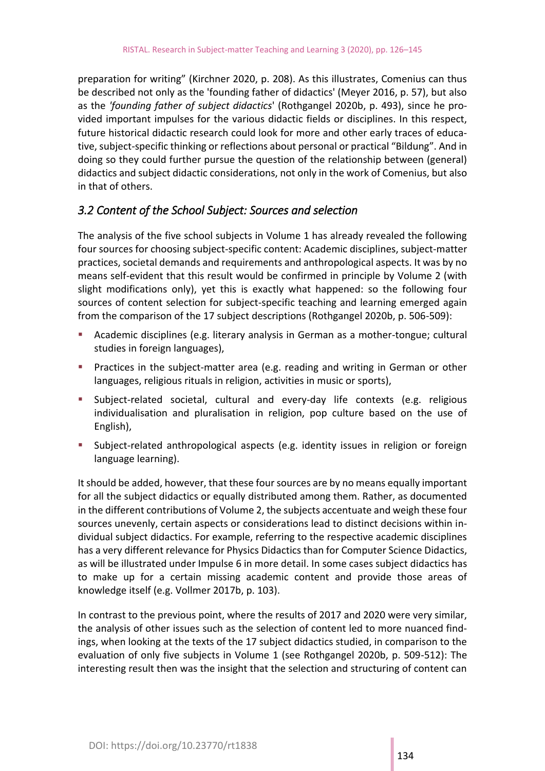preparation for writing" (Kirchner 2020, p. 208). As this illustrates, Comenius can thus be described not only as the 'founding father of didactics' (Meyer 2016, p. 57), but also as the *'founding father of subject didactics*' (Rothgangel 2020b, p. 493), since he provided important impulses for the various didactic fields or disciplines. In this respect, future historical didactic research could look for more and other early traces of educative, subject-specific thinking or reflections about personal or practical "Bildung". And in doing so they could further pursue the question of the relationship between (general) didactics and subject didactic considerations, not only in the work of Comenius, but also in that of others.

### *3.2 Content of the School Subject: Sources and selection*

The analysis of the five school subjects in Volume 1 has already revealed the following four sources for choosing subject-specific content: Academic disciplines, subject-matter practices, societal demands and requirements and anthropological aspects. It was by no means self-evident that this result would be confirmed in principle by Volume 2 (with slight modifications only), yet this is exactly what happened: so the following four sources of content selection for subject-specific teaching and learning emerged again from the comparison of the 17 subject descriptions (Rothgangel 2020b, p. 506-509):

- Academic disciplines (e.g. literary analysis in German as a mother-tongue; cultural studies in foreign languages),
- Practices in the subject-matter area (e.g. reading and writing in German or other languages, religious rituals in religion, activities in music or sports),
- Subject-related societal, cultural and every-day life contexts (e.g. religious individualisation and pluralisation in religion, pop culture based on the use of English),
- Subject-related anthropological aspects (e.g. identity issues in religion or foreign language learning).

It should be added, however, that these four sources are by no means equally important for all the subject didactics or equally distributed among them. Rather, as documented in the different contributions of Volume 2, the subjects accentuate and weigh these four sources unevenly, certain aspects or considerations lead to distinct decisions within individual subject didactics. For example, referring to the respective academic disciplines has a very different relevance for Physics Didactics than for Computer Science Didactics, as will be illustrated under Impulse 6 in more detail. In some cases subject didactics has to make up for a certain missing academic content and provide those areas of knowledge itself (e.g. Vollmer 2017b, p. 103).

In contrast to the previous point, where the results of 2017 and 2020 were very similar, the analysis of other issues such as the selection of content led to more nuanced findings, when looking at the texts of the 17 subject didactics studied, in comparison to the evaluation of only five subjects in Volume 1 (see Rothgangel 2020b, p. 509-512): The interesting result then was the insight that the selection and structuring of content can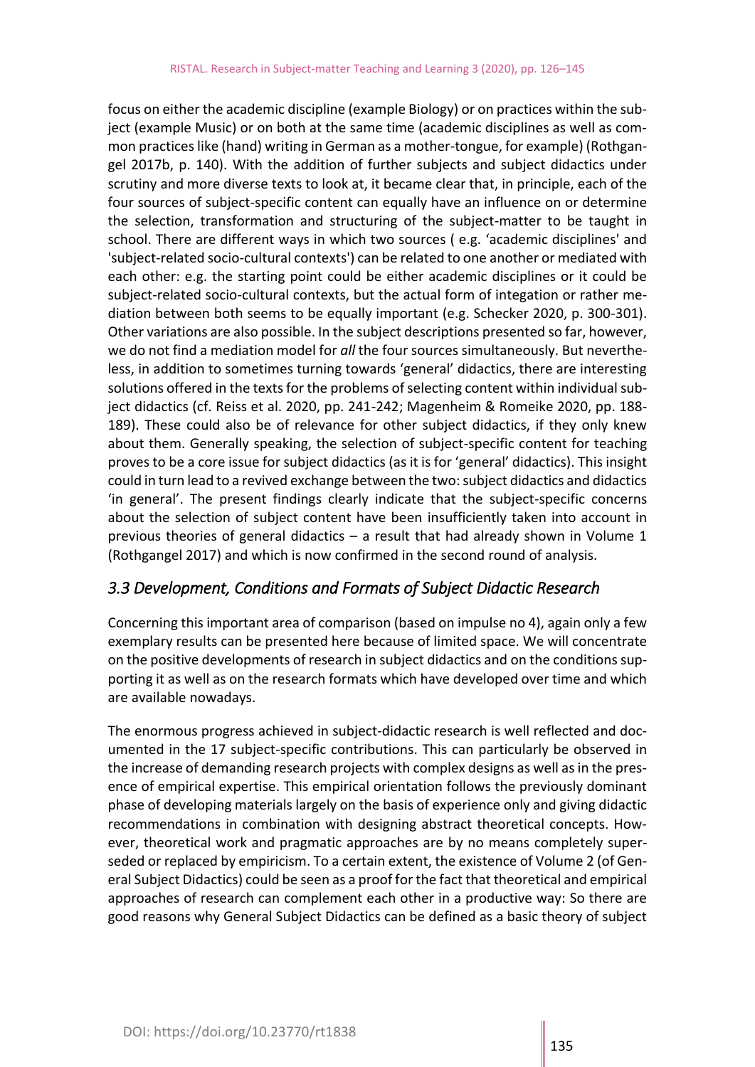focus on either the academic discipline (example Biology) or on practices within the subject (example Music) or on both at the same time (academic disciplines as well as common practices like (hand) writing in German as a mother-tongue, for example) (Rothgangel 2017b, p. 140). With the addition of further subjects and subject didactics under scrutiny and more diverse texts to look at, it became clear that, in principle, each of the four sources of subject-specific content can equally have an influence on or determine the selection, transformation and structuring of the subject-matter to be taught in school. There are different ways in which two sources ( e.g. 'academic disciplines' and 'subject-related socio-cultural contexts') can be related to one another or mediated with each other: e.g. the starting point could be either academic disciplines or it could be subject-related socio-cultural contexts, but the actual form of integation or rather mediation between both seems to be equally important (e.g. Schecker 2020, p. 300-301). Other variations are also possible. In the subject descriptions presented so far, however, we do not find a mediation model for *all* the four sources simultaneously. But nevertheless, in addition to sometimes turning towards 'general' didactics, there are interesting solutions offered in the texts for the problems of selecting content within individual subject didactics (cf. Reiss et al. 2020, pp. 241-242; Magenheim & Romeike 2020, pp. 188-189). These could also be of relevance for other subject didactics, if they only knew about them. Generally speaking, the selection of subject-specific content for teaching proves to be a core issue for subject didactics (as it is for 'general' didactics). This insight could in turn lead to a revived exchange between the two: subject didactics and didactics 'in general'. The present findings clearly indicate that the subject-specific concerns about the selection of subject content have been insufficiently taken into account in previous theories of general didactics – a result that had already shown in Volume 1 (Rothgangel 2017) and which is now confirmed in the second round of analysis.

### *3.3 Development, Conditions and Formats of Subject Didactic Research*

Concerning this important area of comparison (based on impulse no 4), again only a few exemplary results can be presented here because of limited space. We will concentrate on the positive developments of research in subject didactics and on the conditions supporting it as well as on the research formats which have developed over time and which are available nowadays.

The enormous progress achieved in subject-didactic research is well reflected and documented in the 17 subject-specific contributions. This can particularly be observed in the increase of demanding research projects with complex designs as well as in the presence of empirical expertise. This empirical orientation follows the previously dominant phase of developing materials largely on the basis of experience only and giving didactic recommendations in combination with designing abstract theoretical concepts. However, theoretical work and pragmatic approaches are by no means completely superseded or replaced by empiricism. To a certain extent, the existence of Volume 2 (of General Subject Didactics) could be seen as a proof for the fact that theoretical and empirical approaches of research can complement each other in a productive way: So there are good reasons why General Subject Didactics can be defined as a basic theory of subject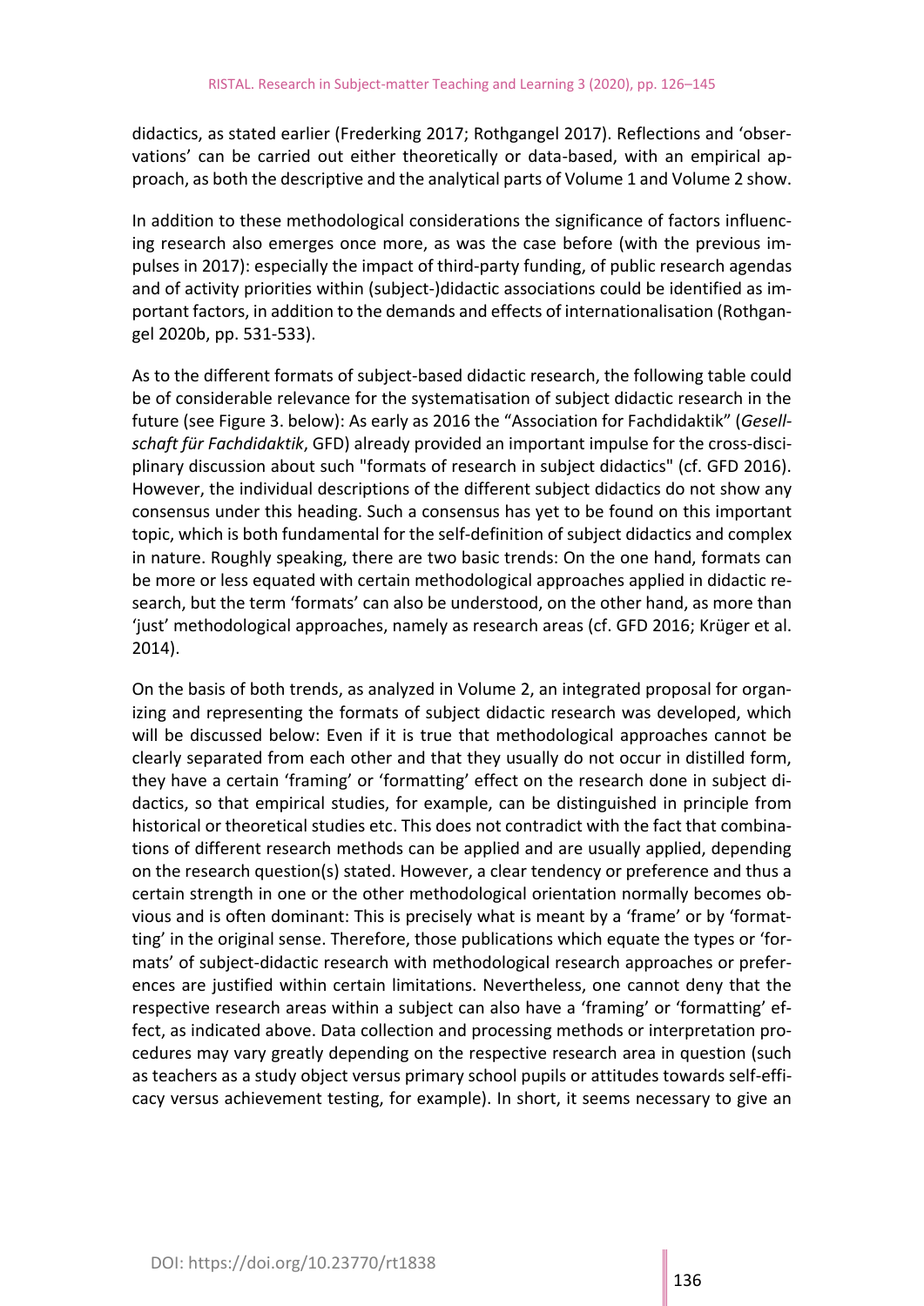didactics, as stated earlier (Frederking 2017; Rothgangel 2017). Reflections and 'observations' can be carried out either theoretically or data-based, with an empirical approach, as both the descriptive and the analytical parts of Volume 1 and Volume 2 show.

In addition to these methodological considerations the significance of factors influencing research also emerges once more, as was the case before (with the previous impulses in 2017): especially the impact of third-party funding, of public research agendas and of activity priorities within (subject-)didactic associations could be identified as important factors, in addition to the demands and effects of internationalisation (Rothgangel 2020b, pp. 531-533).

As to the different formats of subject-based didactic research, the following table could be of considerable relevance for the systematisation of subject didactic research in the future (see Figure 3. below): As early as 2016 the "Association for Fachdidaktik" (*Gesellschaft für Fachdidaktik*, GFD) already provided an important impulse for the cross-disciplinary discussion about such "formats of research in subject didactics" (cf. GFD 2016). However, the individual descriptions of the different subject didactics do not show any consensus under this heading. Such a consensus has yet to be found on this important topic, which is both fundamental for the self-definition of subject didactics and complex in nature. Roughly speaking, there are two basic trends: On the one hand, formats can be more or less equated with certain methodological approaches applied in didactic research, but the term 'formats' can also be understood, on the other hand, as more than 'just' methodological approaches, namely as research areas (cf. GFD 2016; Krüger et al. 2014).

On the basis of both trends, as analyzed in Volume 2, an integrated proposal for organizing and representing the formats of subject didactic research was developed, which will be discussed below: Even if it is true that methodological approaches cannot be clearly separated from each other and that they usually do not occur in distilled form, they have a certain 'framing' or 'formatting' effect on the research done in subject didactics, so that empirical studies, for example, can be distinguished in principle from historical or theoretical studies etc. This does not contradict with the fact that combinations of different research methods can be applied and are usually applied, depending on the research question(s) stated. However, a clear tendency or preference and thus a certain strength in one or the other methodological orientation normally becomes obvious and is often dominant: This is precisely what is meant by a 'frame' or by 'formatting' in the original sense. Therefore, those publications which equate the types or 'formats' of subject-didactic research with methodological research approaches or preferences are justified within certain limitations. Nevertheless, one cannot deny that the respective research areas within a subject can also have a 'framing' or 'formatting' effect, as indicated above. Data collection and processing methods or interpretation procedures may vary greatly depending on the respective research area in question (such as teachers as a study object versus primary school pupils or attitudes towards self-efficacy versus achievement testing, for example). In short, it seems necessary to give an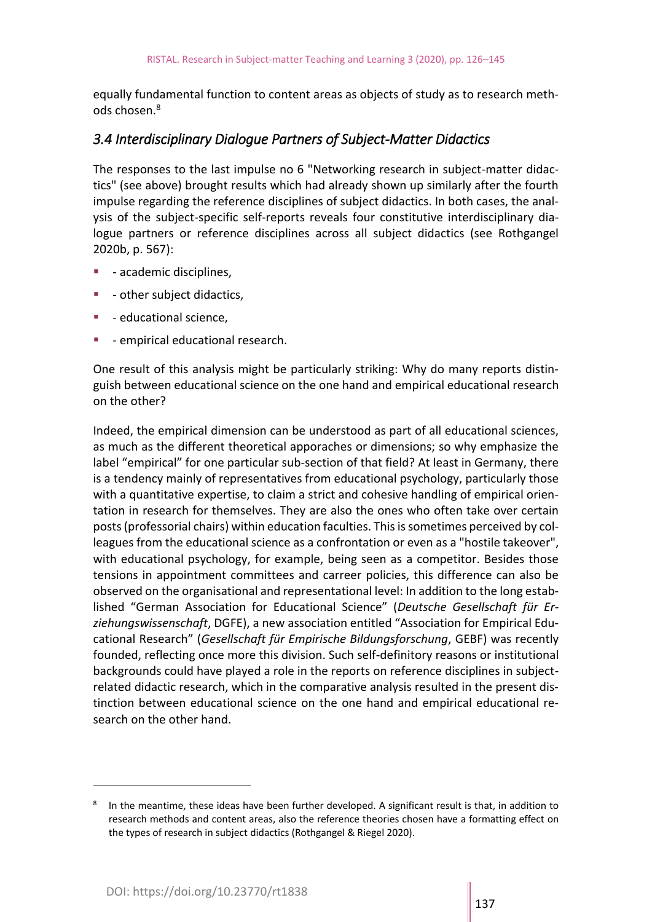equally fundamental function to content areas as objects of study as to research methods chosen.[8]

### *3.4 Interdisciplinary Dialogue Partners of Subject-Matter Didactics*

The responses to the last impulse no 6 "Networking research in subject-matter didactics" (see above) brought results which had already shown up similarly after the fourth impulse regarding the reference disciplines of subject didactics. In both cases, the analysis of the subject-specific self-reports reveals four constitutive interdisciplinary dialogue partners or reference disciplines across all subject didactics (see Rothgangel 2020b, p. 567):

- - academic disciplines,
- - other subject didactics,
- - educational science,
- - empirical educational research.

One result of this analysis might be particularly striking: Why do many reports distinguish between educational science on the one hand and empirical educational research on the other?

Indeed, the empirical dimension can be understood as part of all educational sciences, as much as the different theoretical apporaches or dimensions; so why emphasize the label "empirical" for one particular sub-section of that field? At least in Germany, there is a tendency mainly of representatives from educational psychology, particularly those with a quantitative expertise, to claim a strict and cohesive handling of empirical orientation in research for themselves. They are also the ones who often take over certain posts (professorial chairs) within education faculties. This is sometimes perceived by colleagues from the educational science as a confrontation or even as a "hostile takeover", with educational psychology, for example, being seen as a competitor. Besides those tensions in appointment committees and carreer policies, this difference can also be observed on the organisational and representational level: In addition to the long established "German Association for Educational Science" (*Deutsche Gesellschaft für Erziehungswissenschaft*, DGFE), a new association entitled "Association for Empirical Educational Research" (*Gesellschaft für Empirische Bildungsforschung*, GEBF) was recently founded, reflecting once more this division. Such self-definitory reasons or institutional backgrounds could have played a role in the reports on reference disciplines in subject-related didactic research, which in the comparative analysis resulted in the present distinction between educational science on the one hand and empirical educational research on the other hand.

[8] In the meantime, these ideas have been further developed. A significant result is that, in addition to research methods and content areas, also the reference theories chosen have a formatting effect on the types of research in subject didactics (Rothgangel & Riegel 2020).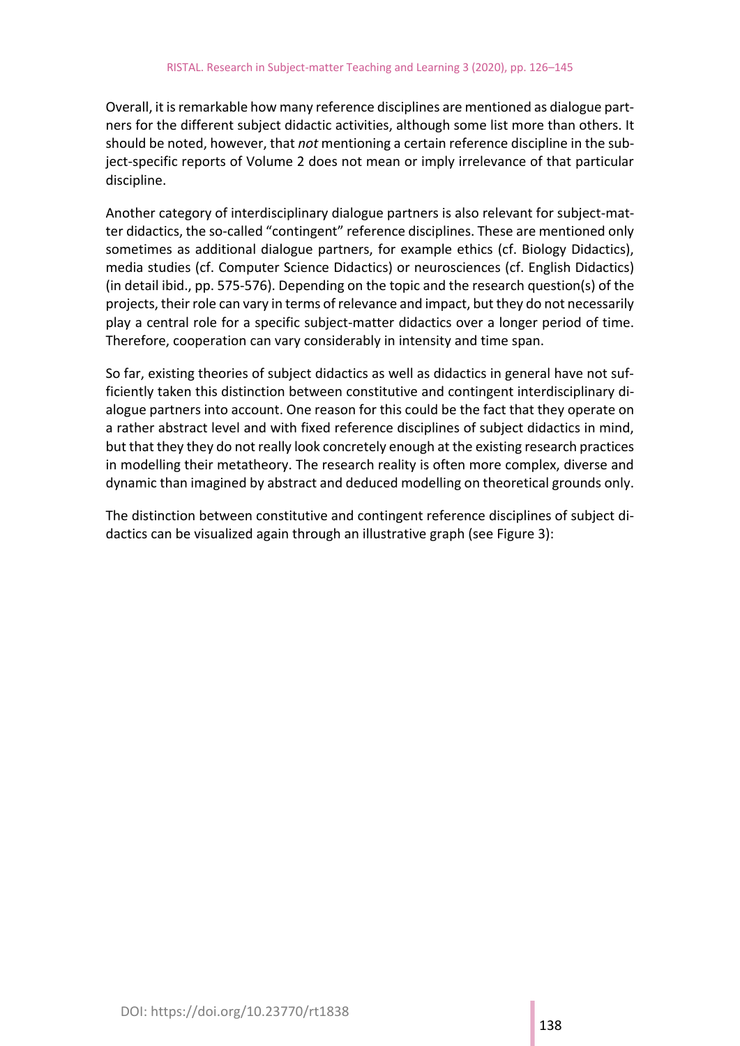Overall, it is remarkable how many reference disciplines are mentioned as dialogue partners for the different subject didactic activities, although some list more than others. It should be noted, however, that *not* mentioning a certain reference discipline in the subject-specific reports of Volume 2 does not mean or imply irrelevance of that particular discipline.

Another category of interdisciplinary dialogue partners is also relevant for subject-matter didactics, the so-called "contingent" reference disciplines. These are mentioned only sometimes as additional dialogue partners, for example ethics (cf. Biology Didactics), media studies (cf. Computer Science Didactics) or neurosciences (cf. English Didactics) (in detail ibid., pp. 575-576). Depending on the topic and the research question(s) of the projects, their role can vary in terms of relevance and impact, but they do not necessarily play a central role for a specific subject-matter didactics over a longer period of time. Therefore, cooperation can vary considerably in intensity and time span.

So far, existing theories of subject didactics as well as didactics in general have not sufficiently taken this distinction between constitutive and contingent interdisciplinary dialogue partners into account. One reason for this could be the fact that they operate on a rather abstract level and with fixed reference disciplines of subject didactics in mind, but that they they do not really look concretely enough at the existing research practices in modelling their metatheory. The research reality is often more complex, diverse and dynamic than imagined by abstract and deduced modelling on theoretical grounds only.

The distinction between constitutive and contingent reference disciplines of subject didactics can be visualized again through an illustrative graph (see Figure 3):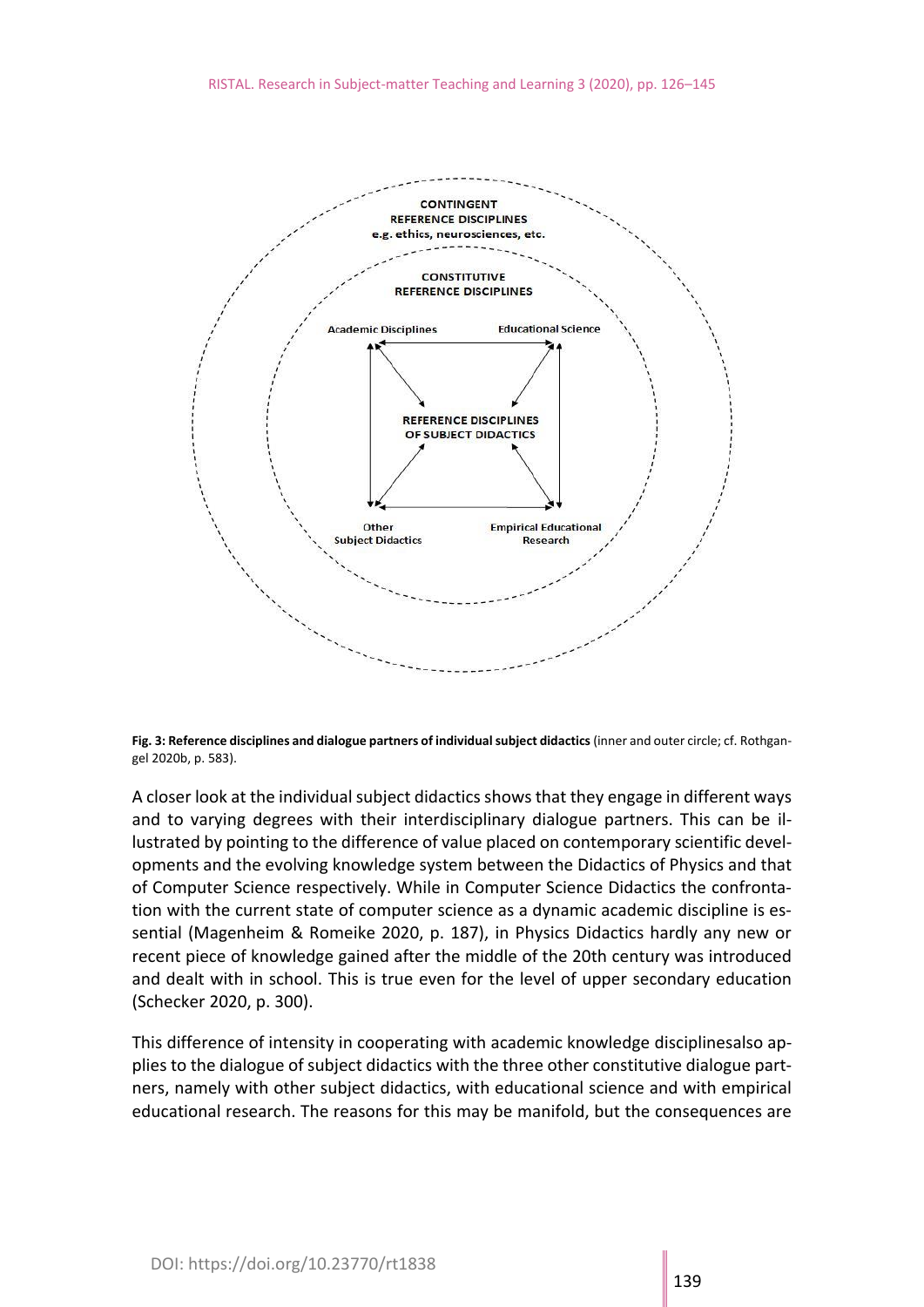CONTINGENT
REFERENCE DISCIPLINES
e.g. ethics, neurosciences, etc.

CONSTITUTIVE
REFERENCE DISCIPLINES

Academic Disciplines

Educational Science

REFERENCE DISCIPLINES
OF SUBJECT DIDACTICS

Other
Subject Didactics

Empirical Educational
Research

**Fig. 3: Reference disciplines and dialogue partners of individual subject didactics** (inner and outer circle; cf. Rothgangel 2020b, p. 583).

A closer look at the individual subject didactics shows that they engage in different ways and to varying degrees with their interdisciplinary dialogue partners. This can be illustrated by pointing to the difference of value placed on contemporary scientific developments and the evolving knowledge system between the Didactics of Physics and that of Computer Science respectively. While in Computer Science Didactics the confrontation with the current state of computer science as a dynamic academic discipline is essential (Magenheim & Romeike 2020, p. 187), in Physics Didactics hardly any new or recent piece of knowledge gained after the middle of the 20th century was introduced and dealt with in school. This is true even for the level of upper secondary education (Schecker 2020, p. 300).

This difference of intensity in cooperating with academic knowledge disciplinesalso applies to the dialogue of subject didactics with the three other constitutive dialogue partners, namely with other subject didactics, with educational science and with empirical educational research. The reasons for this may be manifold, but the consequences are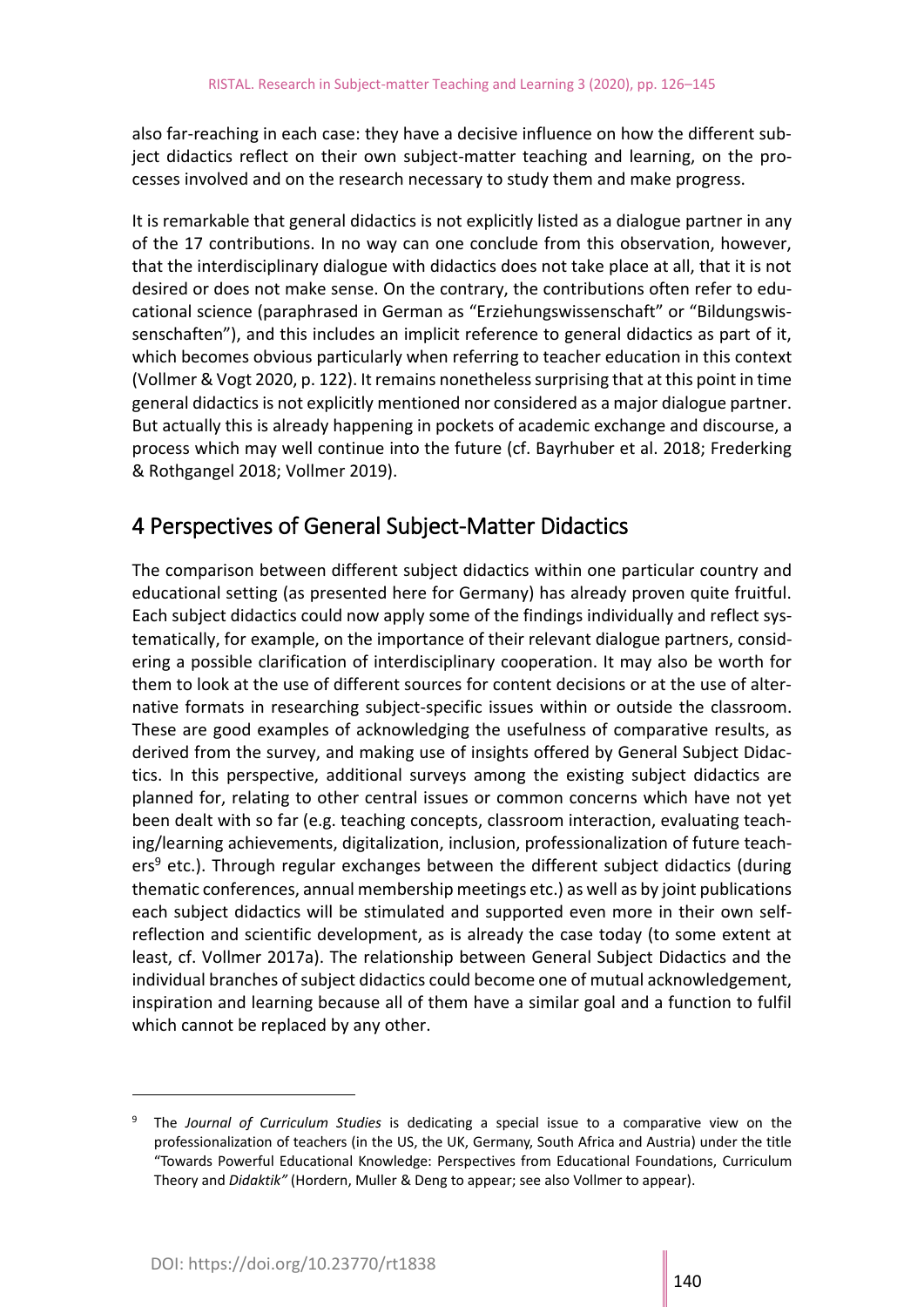also far-reaching in each case: they have a decisive influence on how the different subject didactics reflect on their own subject-matter teaching and learning, on the processes involved and on the research necessary to study them and make progress.

It is remarkable that general didactics is not explicitly listed as a dialogue partner in any of the 17 contributions. In no way can one conclude from this observation, however, that the interdisciplinary dialogue with didactics does not take place at all, that it is not desired or does not make sense. On the contrary, the contributions often refer to educational science (paraphrased in German as "Erziehungswissenschaft" or "Bildungswissenschaften"), and this includes an implicit reference to general didactics as part of it, which becomes obvious particularly when referring to teacher education in this context (Vollmer & Vogt 2020, p. 122). It remains nonetheless surprising that at this point in time general didactics is not explicitly mentioned nor considered as a major dialogue partner. But actually this is already happening in pockets of academic exchange and discourse, a process which may well continue into the future (cf. Bayrhuber et al. 2018; Frederking & Rothgangel 2018; Vollmer 2019).

## 4 Perspectives of General Subject-Matter Didactics

The comparison between different subject didactics within one particular country and educational setting (as presented here for Germany) has already proven quite fruitful. Each subject didactics could now apply some of the findings individually and reflect systematically, for example, on the importance of their relevant dialogue partners, considering a possible clarification of interdisciplinary cooperation. It may also be worth for them to look at the use of different sources for content decisions or at the use of alternative formats in researching subject-specific issues within or outside the classroom. These are good examples of acknowledging the usefulness of comparative results, as derived from the survey, and making use of insights offered by General Subject Didactics. In this perspective, additional surveys among the existing subject didactics are planned for, relating to other central issues or common concerns which have not yet been dealt with so far (e.g. teaching concepts, classroom interaction, evaluating teaching/learning achievements, digitalization, inclusion, professionalization of future teachers[9] etc.). Through regular exchanges between the different subject didactics (during thematic conferences, annual membership meetings etc.) as well as by joint publications each subject didactics will be stimulated and supported even more in their own self-reflection and scientific development, as is already the case today (to some extent at least, cf. Vollmer 2017a). The relationship between General Subject Didactics and the individual branches of subject didactics could become one of mutual acknowledgement, inspiration and learning because all of them have a similar goal and a function to fulfil which cannot be replaced by any other.

---

[9] The *Journal of Curriculum Studies* is dedicating a special issue to a comparative view on the professionalization of teachers (in the US, the UK, Germany, South Africa and Austria) under the title "Towards Powerful Educational Knowledge: Perspectives from Educational Foundations, Curriculum Theory and *Didaktik"* (Hordern, Muller & Deng to appear; see also Vollmer to appear).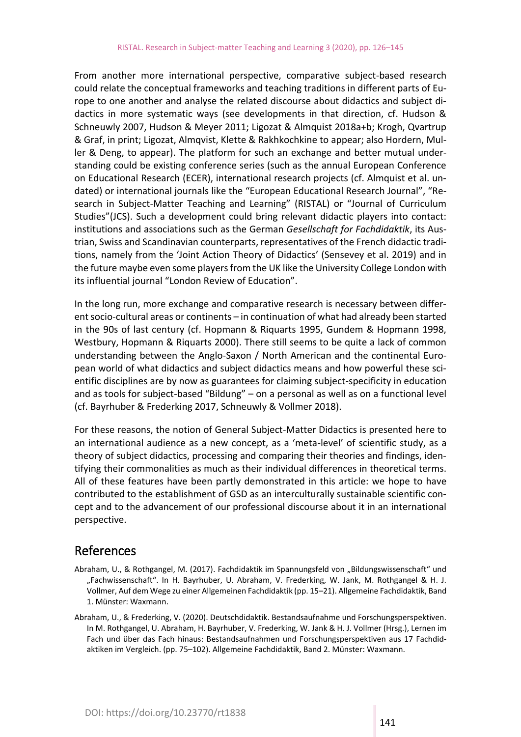From another more international perspective, comparative subject-based research could relate the conceptual frameworks and teaching traditions in different parts of Europe to one another and analyse the related discourse about didactics and subject didactics in more systematic ways (see developments in that direction, cf. Hudson & Schneuwly 2007, Hudson & Meyer 2011; Ligozat & Almquist 2018a+b; Krogh, Qvartrup & Graf, in print; Ligozat, Almqvist, Klette & Rakhkochkine to appear; also Hordern, Muller & Deng, to appear). The platform for such an exchange and better mutual understanding could be existing conference series (such as the annual European Conference on Educational Research (ECER), international research projects (cf. Almquist et al. undated) or international journals like the "European Educational Research Journal", "Research in Subject-Matter Teaching and Learning" (RISTAL) or "Journal of Curriculum Studies"(JCS). Such a development could bring relevant didactic players into contact: institutions and associations such as the German *Gesellschaft for Fachdidaktik*, its Austrian, Swiss and Scandinavian counterparts, representatives of the French didactic traditions, namely from the 'Joint Action Theory of Didactics' (Sensevey et al. 2019) and in the future maybe even some players from the UK like the University College London with its influential journal "London Review of Education".

In the long run, more exchange and comparative research is necessary between different socio-cultural areas or continents – in continuation of what had already been started in the 90s of last century (cf. Hopmann & Riquarts 1995, Gundem & Hopmann 1998, Westbury, Hopmann & Riquarts 2000). There still seems to be quite a lack of common understanding between the Anglo-Saxon / North American and the continental European world of what didactics and subject didactics means and how powerful these scientific disciplines are by now as guarantees for claiming subject-specificity in education and as tools for subject-based "Bildung" – on a personal as well as on a functional level (cf. Bayrhuber & Frederking 2017, Schneuwly & Vollmer 2018).

For these reasons, the notion of General Subject-Matter Didactics is presented here to an international audience as a new concept, as a 'meta-level' of scientific study, as a theory of subject didactics, processing and comparing their theories and findings, identifying their commonalities as much as their individual differences in theoretical terms. All of these features have been partly demonstrated in this article: we hope to have contributed to the establishment of GSD as an interculturally sustainable scientific concept and to the advancement of our professional discourse about it in an international perspective.

## References

Abraham, U., & Rothgangel, M. (2017). Fachdidaktik im Spannungsfeld von „Bildungswissenschaft" und „Fachwissenschaft". In H. Bayrhuber, U. Abraham, V. Frederking, W. Jank, M. Rothgangel & H. J. Vollmer, Auf dem Wege zu einer Allgemeinen Fachdidaktik (pp. 15–21). Allgemeine Fachdidaktik, Band 1. Münster: Waxmann.

Abraham, U., & Frederking, V. (2020). Deutschdidaktik. Bestandsaufnahme und Forschungsperspektiven. In M. Rothgangel, U. Abraham, H. Bayrhuber, V. Frederking, W. Jank & H. J. Vollmer (Hrsg.), Lernen im Fach und über das Fach hinaus: Bestandsaufnahmen und Forschungsperspektiven aus 17 Fachdidaktiken im Vergleich. (pp. 75–102). Allgemeine Fachdidaktik, Band 2. Münster: Waxmann.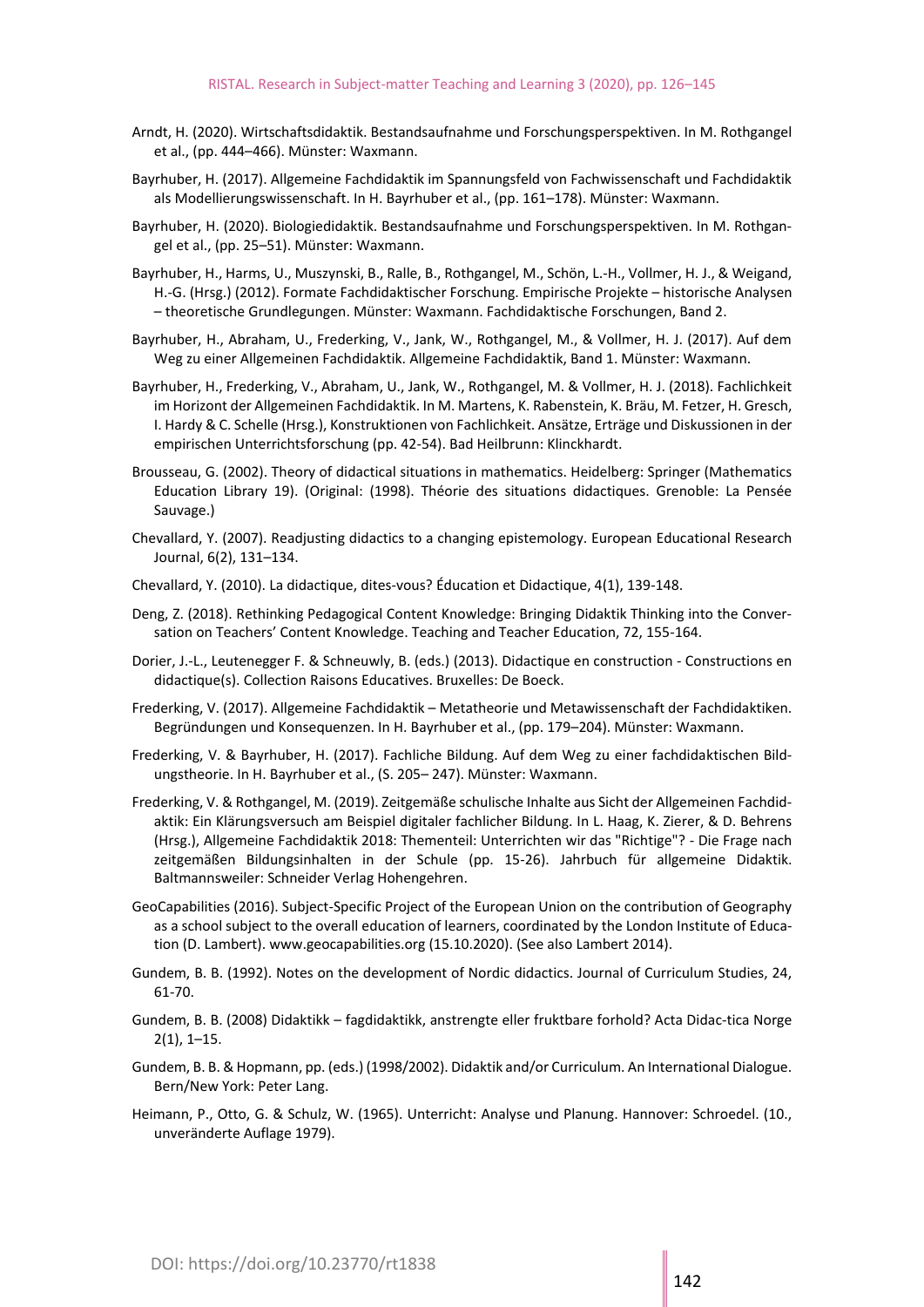Arndt, H. (2020). Wirtschaftsdidaktik. Bestandsaufnahme und Forschungsperspektiven. In M. Rothgangel et al., (pp. 444–466). Münster: Waxmann.

Bayrhuber, H. (2017). Allgemeine Fachdidaktik im Spannungsfeld von Fachwissenschaft und Fachdidaktik als Modellierungswissenschaft. In H. Bayrhuber et al., (pp. 161–178). Münster: Waxmann.

Bayrhuber, H. (2020). Biologiedidaktik. Bestandsaufnahme und Forschungsperspektiven. In M. Rothgangel et al., (pp. 25–51). Münster: Waxmann.

Bayrhuber, H., Harms, U., Muszynski, B., Ralle, B., Rothgangel, M., Schön, L.-H., Vollmer, H. J., & Weigand, H.-G. (Hrsg.) (2012). Formate Fachdidaktischer Forschung. Empirische Projekte – historische Analysen – theoretische Grundlegungen. Münster: Waxmann. Fachdidaktische Forschungen, Band 2.

Bayrhuber, H., Abraham, U., Frederking, V., Jank, W., Rothgangel, M., & Vollmer, H. J. (2017). Auf dem Weg zu einer Allgemeinen Fachdidaktik. Allgemeine Fachdidaktik, Band 1. Münster: Waxmann.

Bayrhuber, H., Frederking, V., Abraham, U., Jank, W., Rothgangel, M. & Vollmer, H. J. (2018). Fachlichkeit im Horizont der Allgemeinen Fachdidaktik. In M. Martens, K. Rabenstein, K. Bräu, M. Fetzer, H. Gresch, I. Hardy & C. Schelle (Hrsg.), Konstruktionen von Fachlichkeit. Ansätze, Erträge und Diskussionen in der empirischen Unterrichtsforschung (pp. 42-54). Bad Heilbrunn: Klinckhardt.

Brousseau, G. (2002). Theory of didactical situations in mathematics. Heidelberg: Springer (Mathematics Education Library 19). (Original: (1998). Théorie des situations didactiques. Grenoble: La Pensée Sauvage.)

Chevallard, Y. (2007). Readjusting didactics to a changing epistemology. European Educational Research Journal, 6(2), 131–134.

Chevallard, Y. (2010). La didactique, dites-vous? Éducation et Didactique, 4(1), 139-148.

Deng, Z. (2018). Rethinking Pedagogical Content Knowledge: Bringing Didaktik Thinking into the Conversation on Teachers' Content Knowledge. Teaching and Teacher Education, 72, 155-164.

Dorier, J.-L., Leutenegger F. & Schneuwly, B. (eds.) (2013). Didactique en construction - Constructions en didactique(s). Collection Raisons Educatives. Bruxelles: De Boeck.

Frederking, V. (2017). Allgemeine Fachdidaktik – Metatheorie und Metawissenschaft der Fachdidaktiken. Begründungen und Konsequenzen. In H. Bayrhuber et al., (pp. 179–204). Münster: Waxmann.

Frederking, V. & Bayrhuber, H. (2017). Fachliche Bildung. Auf dem Weg zu einer fachdidaktischen Bildungstheorie. In H. Bayrhuber et al., (S. 205– 247). Münster: Waxmann.

Frederking, V. & Rothgangel, M. (2019). Zeitgemäße schulische Inhalte aus Sicht der Allgemeinen Fachdidaktik: Ein Klärungsversuch am Beispiel digitaler fachlicher Bildung. In L. Haag, K. Zierer, & D. Behrens (Hrsg.), Allgemeine Fachdidaktik 2018: Thementeil: Unterrichten wir das "Richtige"? - Die Frage nach zeitgemäßen Bildungsinhalten in der Schule (pp. 15-26). Jahrbuch für allgemeine Didaktik. Baltmannsweiler: Schneider Verlag Hohengehren.

GeoCapabilities (2016). Subject-Specific Project of the European Union on the contribution of Geography as a school subject to the overall education of learners, coordinated by the London Institute of Education (D. Lambert). www.geocapabilities.org (15.10.2020). (See also Lambert 2014).

Gundem, B. B. (1992). Notes on the development of Nordic didactics. Journal of Curriculum Studies, 24, 61-70.

Gundem, B. B. (2008) Didaktikk – fagdidaktikk, anstrengte eller fruktbare forhold? Acta Didac-tica Norge 2(1), 1–15.

Gundem, B. B. & Hopmann, pp. (eds.) (1998/2002). Didaktik and/or Curriculum. An International Dialogue. Bern/New York: Peter Lang.

Heimann, P., Otto, G. & Schulz, W. (1965). Unterricht: Analyse und Planung. Hannover: Schroedel. (10., unveränderte Auflage 1979).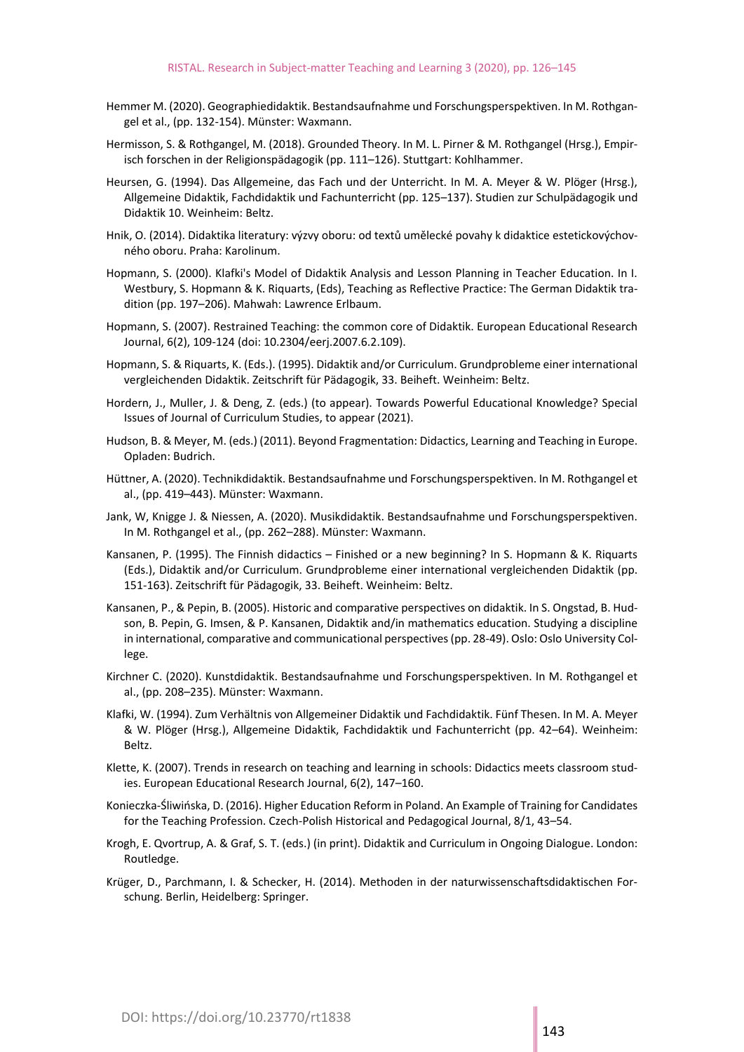Hemmer M. (2020). Geographiedidaktik. Bestandsaufnahme und Forschungsperspektiven. In M. Rothgangel et al., (pp. 132-154). Münster: Waxmann.

Hermisson, S. & Rothgangel, M. (2018). Grounded Theory. In M. L. Pirner & M. Rothgangel (Hrsg.), Empirisch forschen in der Religionspädagogik (pp. 111–126). Stuttgart: Kohlhammer.

Heursen, G. (1994). Das Allgemeine, das Fach und der Unterricht. In M. A. Meyer & W. Plöger (Hrsg.), Allgemeine Didaktik, Fachdidaktik und Fachunterricht (pp. 125–137). Studien zur Schulpädagogik und Didaktik 10. Weinheim: Beltz.

Hnik, O. (2014). Didaktika literatury: výzvy oboru: od textů umělecké povahy k didaktice estetickovýchovného oboru. Praha: Karolinum.

Hopmann, S. (2000). Klafki's Model of Didaktik Analysis and Lesson Planning in Teacher Education. In I. Westbury, S. Hopmann & K. Riquarts, (Eds), Teaching as Reflective Practice: The German Didaktik tradition (pp. 197–206). Mahwah: Lawrence Erlbaum.

Hopmann, S. (2007). Restrained Teaching: the common core of Didaktik. European Educational Research Journal, 6(2), 109-124 (doi: 10.2304/eerj.2007.6.2.109).

Hopmann, S. & Riquarts, K. (Eds.). (1995). Didaktik and/or Curriculum. Grundprobleme einer international vergleichenden Didaktik. Zeitschrift für Pädagogik, 33. Beiheft. Weinheim: Beltz.

Hordern, J., Muller, J. & Deng, Z. (eds.) (to appear). Towards Powerful Educational Knowledge? Special Issues of Journal of Curriculum Studies, to appear (2021).

Hudson, B. & Meyer, M. (eds.) (2011). Beyond Fragmentation: Didactics, Learning and Teaching in Europe. Opladen: Budrich.

Hüttner, A. (2020). Technikdidaktik. Bestandsaufnahme und Forschungsperspektiven. In M. Rothgangel et al., (pp. 419–443). Münster: Waxmann.

Jank, W, Knigge J. & Niessen, A. (2020). Musikdidaktik. Bestandsaufnahme und Forschungsperspektiven. In M. Rothgangel et al., (pp. 262–288). Münster: Waxmann.

Kansanen, P. (1995). The Finnish didactics – Finished or a new beginning? In S. Hopmann & K. Riquarts (Eds.), Didaktik and/or Curriculum. Grundprobleme einer international vergleichenden Didaktik (pp. 151-163). Zeitschrift für Pädagogik, 33. Beiheft. Weinheim: Beltz.

Kansanen, P., & Pepin, B. (2005). Historic and comparative perspectives on didaktik. In S. Ongstad, B. Hudson, B. Pepin, G. Imsen, & P. Kansanen, Didaktik and/in mathematics education. Studying a discipline in international, comparative and communicational perspectives (pp. 28-49). Oslo: Oslo University College.

Kirchner C. (2020). Kunstdidaktik. Bestandsaufnahme und Forschungsperspektiven. In M. Rothgangel et al., (pp. 208–235). Münster: Waxmann.

Klafki, W. (1994). Zum Verhältnis von Allgemeiner Didaktik und Fachdidaktik. Fünf Thesen. In M. A. Meyer & W. Plöger (Hrsg.), Allgemeine Didaktik, Fachdidaktik und Fachunterricht (pp. 42–64). Weinheim: Beltz.

Klette, K. (2007). Trends in research on teaching and learning in schools: Didactics meets classroom studies. European Educational Research Journal, 6(2), 147–160.

Konieczka-Śliwińska, D. (2016). Higher Education Reform in Poland. An Example of Training for Candidates for the Teaching Profession. Czech-Polish Historical and Pedagogical Journal, 8/1, 43–54.

Krogh, E. Qvortrup, A. & Graf, S. T. (eds.) (in print). Didaktik and Curriculum in Ongoing Dialogue. London: Routledge.

Krüger, D., Parchmann, I. & Schecker, H. (2014). Methoden in der naturwissenschaftsdidaktischen Forschung. Berlin, Heidelberg: Springer.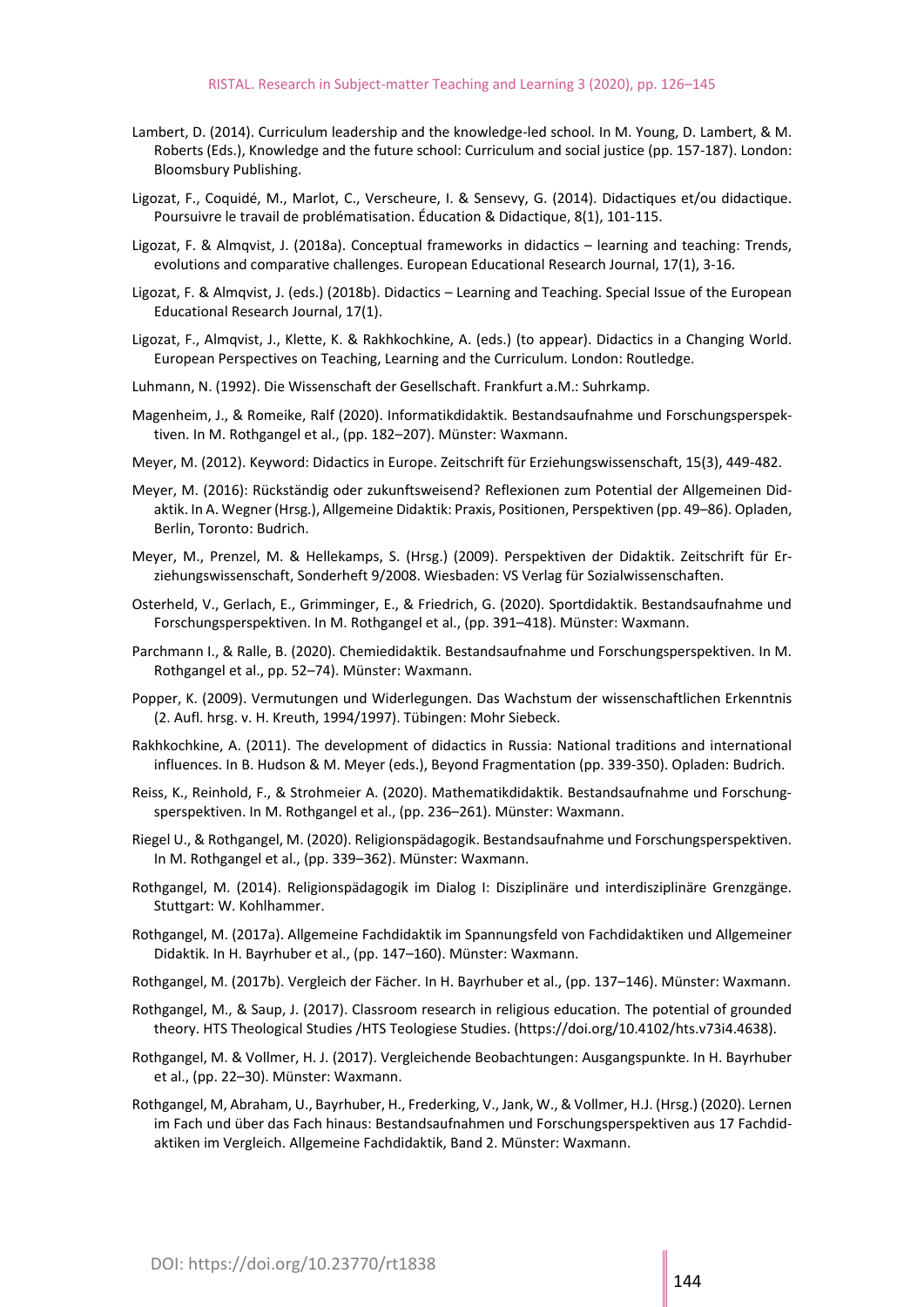Lambert, D. (2014). Curriculum leadership and the knowledge-led school. In M. Young, D. Lambert, & M. Roberts (Eds.), Knowledge and the future school: Curriculum and social justice (pp. 157-187). London: Bloomsbury Publishing.

Ligozat, F., Coquidé, M., Marlot, C., Verscheure, I. & Sensevy, G. (2014). Didactiques et/ou didactique. Poursuivre le travail de problématisation. Éducation & Didactique, 8(1), 101-115.

Ligozat, F. & Almqvist, J. (2018a). Conceptual frameworks in didactics – learning and teaching: Trends, evolutions and comparative challenges. European Educational Research Journal, 17(1), 3-16.

Ligozat, F. & Almqvist, J. (eds.) (2018b). Didactics – Learning and Teaching. Special Issue of the European Educational Research Journal, 17(1).

Ligozat, F., Almqvist, J., Klette, K. & Rakhkochkine, A. (eds.) (to appear). Didactics in a Changing World. European Perspectives on Teaching, Learning and the Curriculum. London: Routledge.

Luhmann, N. (1992). Die Wissenschaft der Gesellschaft. Frankfurt a.M.: Suhrkamp.

Magenheim, J., & Romeike, Ralf (2020). Informatikdidaktik. Bestandsaufnahme und Forschungsperspektiven. In M. Rothgangel et al., (pp. 182–207). Münster: Waxmann.

Meyer, M. (2012). Keyword: Didactics in Europe. Zeitschrift für Erziehungswissenschaft, 15(3), 449-482.

Meyer, M. (2016): Rückständig oder zukunftsweisend? Reflexionen zum Potential der Allgemeinen Didaktik. In A. Wegner (Hrsg.), Allgemeine Didaktik: Praxis, Positionen, Perspektiven (pp. 49–86). Opladen, Berlin, Toronto: Budrich.

Meyer, M., Prenzel, M. & Hellekamps, S. (Hrsg.) (2009). Perspektiven der Didaktik. Zeitschrift für Erziehungswissenschaft, Sonderheft 9/2008. Wiesbaden: VS Verlag für Sozialwissenschaften.

Osterheld, V., Gerlach, E., Grimminger, E., & Friedrich, G. (2020). Sportdidaktik. Bestandsaufnahme und Forschungsperspektiven. In M. Rothgangel et al., (pp. 391–418). Münster: Waxmann.

Parchmann I., & Ralle, B. (2020). Chemiedidaktik. Bestandsaufnahme und Forschungsperspektiven. In M. Rothgangel et al., pp. 52–74). Münster: Waxmann.

Popper, K. (2009). Vermutungen und Widerlegungen. Das Wachstum der wissenschaftlichen Erkenntnis (2. Aufl. hrsg. v. H. Kreuth, 1994/1997). Tübingen: Mohr Siebeck.

Rakhkochkine, A. (2011). The development of didactics in Russia: National traditions and international influences. In B. Hudson & M. Meyer (eds.), Beyond Fragmentation (pp. 339-350). Opladen: Budrich.

Reiss, K., Reinhold, F., & Strohmeier A. (2020). Mathematikdidaktik. Bestandsaufnahme und Forschungsperspektiven. In M. Rothgangel et al., (pp. 236–261). Münster: Waxmann.

Riegel U., & Rothgangel, M. (2020). Religionspädagogik. Bestandsaufnahme und Forschungsperspektiven. In M. Rothgangel et al., (pp. 339–362). Münster: Waxmann.

Rothgangel, M. (2014). Religionspädagogik im Dialog I: Disziplinäre und interdisziplinäre Grenzgänge. Stuttgart: W. Kohlhammer.

Rothgangel, M. (2017a). Allgemeine Fachdidaktik im Spannungsfeld von Fachdidaktiken und Allgemeiner Didaktik. In H. Bayrhuber et al., (pp. 147–160). Münster: Waxmann.

Rothgangel, M. (2017b). Vergleich der Fächer. In H. Bayrhuber et al., (pp. 137–146). Münster: Waxmann.

Rothgangel, M., & Saup, J. (2017). Classroom research in religious education. The potential of grounded theory. HTS Theological Studies /HTS Teologiese Studies. (https://doi.org/10.4102/hts.v73i4.4638).

Rothgangel, M. & Vollmer, H. J. (2017). Vergleichende Beobachtungen: Ausgangspunkte. In H. Bayrhuber et al., (pp. 22–30). Münster: Waxmann.

Rothgangel, M, Abraham, U., Bayrhuber, H., Frederking, V., Jank, W., & Vollmer, H.J. (Hrsg.) (2020). Lernen im Fach und über das Fach hinaus: Bestandsaufnahmen und Forschungsperspektiven aus 17 Fachdidaktiken im Vergleich. Allgemeine Fachdidaktik, Band 2. Münster: Waxmann.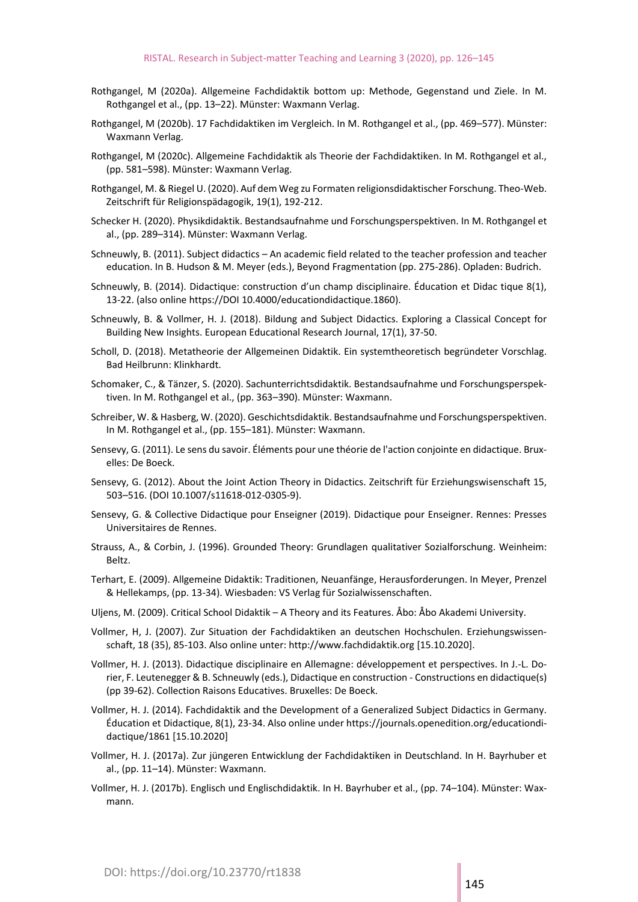Rothgangel, M (2020a). Allgemeine Fachdidaktik bottom up: Methode, Gegenstand und Ziele. In M. Rothgangel et al., (pp. 13–22). Münster: Waxmann Verlag.

Rothgangel, M (2020b). 17 Fachdidaktiken im Vergleich. In M. Rothgangel et al., (pp. 469–577). Münster: Waxmann Verlag.

Rothgangel, M (2020c). Allgemeine Fachdidaktik als Theorie der Fachdidaktiken. In M. Rothgangel et al., (pp. 581–598). Münster: Waxmann Verlag.

Rothgangel, M. & Riegel U. (2020). Auf dem Weg zu Formaten religionsdidaktischer Forschung. Theo-Web. Zeitschrift für Religionspädagogik, 19(1), 192-212.

Schecker H. (2020). Physikdidaktik. Bestandsaufnahme und Forschungsperspektiven. In M. Rothgangel et al., (pp. 289–314). Münster: Waxmann Verlag.

Schneuwly, B. (2011). Subject didactics – An academic field related to the teacher profession and teacher education. In B. Hudson & M. Meyer (eds.), Beyond Fragmentation (pp. 275-286). Opladen: Budrich.

Schneuwly, B. (2014). Didactique: construction d'un champ disciplinaire. Éducation et Didac tique 8(1), 13-22. (also online https://DOI 10.4000/educationdidactique.1860).

Schneuwly, B. & Vollmer, H. J. (2018). Bildung and Subject Didactics. Exploring a Classical Concept for Building New Insights. European Educational Research Journal, 17(1), 37-50.

Scholl, D. (2018). Metatheorie der Allgemeinen Didaktik. Ein systemtheoretisch begründeter Vorschlag. Bad Heilbrunn: Klinkhardt.

Schomaker, C., & Tänzer, S. (2020). Sachunterrichtsdidaktik. Bestandsaufnahme und Forschungsperspektiven. In M. Rothgangel et al., (pp. 363–390). Münster: Waxmann.

Schreiber, W. & Hasberg, W. (2020). Geschichtsdidaktik. Bestandsaufnahme und Forschungsperspektiven. In M. Rothgangel et al., (pp. 155–181). Münster: Waxmann.

Sensevy, G. (2011). Le sens du savoir. Éléments pour une théorie de l'action conjointe en didactique. Bruxelles: De Boeck.

Sensevy, G. (2012). About the Joint Action Theory in Didactics. Zeitschrift für Erziehungswisenschaft 15, 503–516. (DOI 10.1007/s11618-012-0305-9).

Sensevy, G. & Collective Didactique pour Enseigner (2019). Didactique pour Enseigner. Rennes: Presses Universitaires de Rennes.

Strauss, A., & Corbin, J. (1996). Grounded Theory: Grundlagen qualitativer Sozialforschung. Weinheim: Beltz.

Terhart, E. (2009). Allgemeine Didaktik: Traditionen, Neuanfänge, Herausforderungen. In Meyer, Prenzel & Hellekamps, (pp. 13-34). Wiesbaden: VS Verlag für Sozialwissenschaften.

Uljens, M. (2009). Critical School Didaktik – A Theory and its Features. Åbo: Åbo Akademi University.

Vollmer, H, J. (2007). Zur Situation der Fachdidaktiken an deutschen Hochschulen. Erziehungswissenschaft, 18 (35), 85-103. Also online unter: http://www.fachdidaktik.org [15.10.2020].

Vollmer, H. J. (2013). Didactique disciplinaire en Allemagne: développement et perspectives. In J.-L. Dorier, F. Leutenegger & B. Schneuwly (eds.), Didactique en construction - Constructions en didactique(s) (pp 39-62). Collection Raisons Educatives. Bruxelles: De Boeck.

Vollmer, H. J. (2014). Fachdidaktik and the Development of a Generalized Subject Didactics in Germany. Éducation et Didactique, 8(1), 23-34. Also online under https://journals.openedition.org/educationdidactique/1861 [15.10.2020]

Vollmer, H. J. (2017a). Zur jüngeren Entwicklung der Fachdidaktiken in Deutschland. In H. Bayrhuber et al., (pp. 11–14). Münster: Waxmann.

Vollmer, H. J. (2017b). Englisch und Englischdidaktik. In H. Bayrhuber et al., (pp. 74–104). Münster: Waxmann.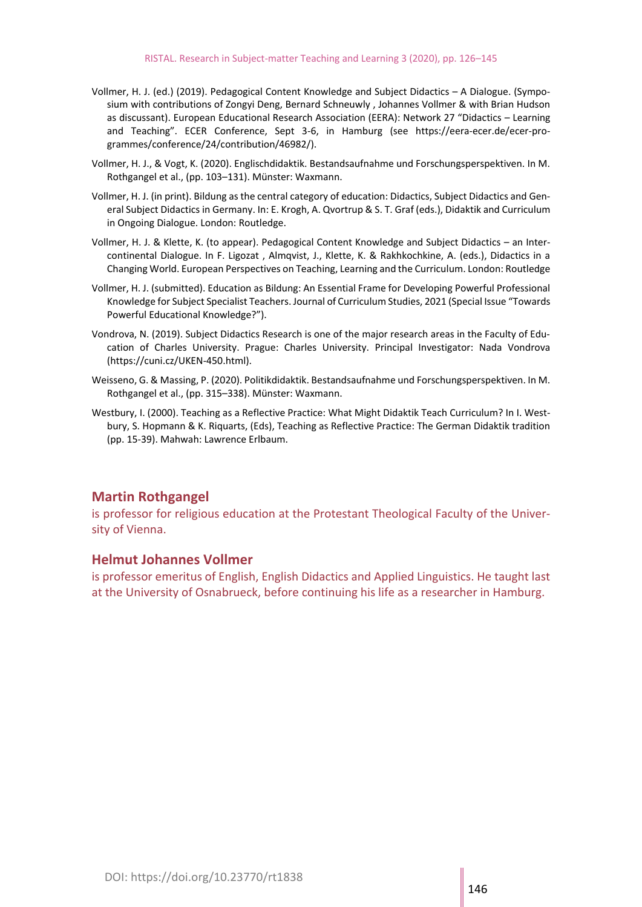Vollmer, H. J. (ed.) (2019). Pedagogical Content Knowledge and Subject Didactics – A Dialogue. (Symposium with contributions of Zongyi Deng, Bernard Schneuwly , Johannes Vollmer & with Brian Hudson as discussant). European Educational Research Association (EERA): Network 27 "Didactics – Learning and Teaching". ECER Conference, Sept 3-6, in Hamburg (see https://eera-ecer.de/ecer-programmes/conference/24/contribution/46982/).

Vollmer, H. J., & Vogt, K. (2020). Englischdidaktik. Bestandsaufnahme und Forschungsperspektiven. In M. Rothgangel et al., (pp. 103–131). Münster: Waxmann.

Vollmer, H. J. (in print). Bildung as the central category of education: Didactics, Subject Didactics and General Subject Didactics in Germany. In: E. Krogh, A. Qvortrup & S. T. Graf (eds.), Didaktik and Curriculum in Ongoing Dialogue. London: Routledge.

Vollmer, H. J. & Klette, K. (to appear). Pedagogical Content Knowledge and Subject Didactics – an Intercontinental Dialogue. In F. Ligozat , Almqvist, J., Klette, K. & Rakhkochkine, A. (eds.), Didactics in a Changing World. European Perspectives on Teaching, Learning and the Curriculum. London: Routledge

Vollmer, H. J. (submitted). Education as Bildung: An Essential Frame for Developing Powerful Professional Knowledge for Subject Specialist Teachers. Journal of Curriculum Studies, 2021 (Special Issue "Towards Powerful Educational Knowledge?").

Vondrova, N. (2019). Subject Didactics Research is one of the major research areas in the Faculty of Education of Charles University. Prague: Charles University. Principal Investigator: Nada Vondrova (https://cuni.cz/UKEN-450.html).

Weisseno, G. & Massing, P. (2020). Politikdidaktik. Bestandsaufnahme und Forschungsperspektiven. In M. Rothgangel et al., (pp. 315–338). Münster: Waxmann.

Westbury, I. (2000). Teaching as a Reflective Practice: What Might Didaktik Teach Curriculum? In I. Westbury, S. Hopmann & K. Riquarts, (Eds), Teaching as Reflective Practice: The German Didaktik tradition (pp. 15-39). Mahwah: Lawrence Erlbaum.

### Martin Rothgangel

is professor for religious education at the Protestant Theological Faculty of the University of Vienna.

### Helmut Johannes Vollmer

is professor emeritus of English, English Didactics and Applied Linguistics. He taught last at the University of Osnabrueck, before continuing his life as a researcher in Hamburg.